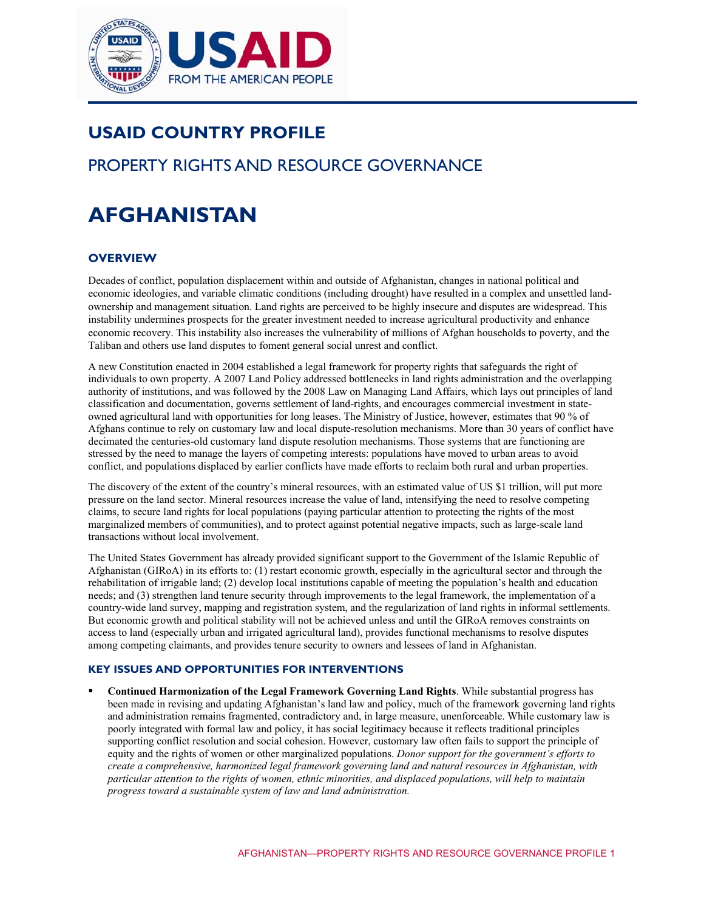# USAID COUNTRY PROFILE

## PROPERTY RIGHTS AND RESOURCE GOVERNANCE

# AFGHANISTAN

### OVERVIEW

Decades of conflict, population displacement within and outside of Afghanistan, changes in national political and economic ideologies, and variable climatic conditions (including drought) have resulted in a complex and unsettled land-ownership and management situation. Land rights are perceived to be highly insecure and disputes are widespread. This instability undermines prospects for the greater investment needed to increase agricultural productivity and enhance economic recovery. This instability also increases the vulnerability of millions of Afghan households to poverty, and the Taliban and others use land disputes to foment general social unrest and conflict.

A new Constitution enacted in 2004 established a legal framework for property rights that safeguards the right of individuals to own property. A 2007 Land Policy addressed bottlenecks in land rights administration and the overlapping authority of institutions, and was followed by the 2008 Law on Managing Land Affairs, which lays out principles of land classification and documentation, governs settlement of land-rights, and encourages commercial investment in state-owned agricultural land with opportunities for long leases. The Ministry of Justice, however, estimates that 90 % of Afghans continue to rely on customary law and local dispute-resolution mechanisms. More than 30 years of conflict have decimated the centuries-old customary land dispute resolution mechanisms. Those systems that are functioning are stressed by the need to manage the layers of competing interests: populations have moved to urban areas to avoid conflict, and populations displaced by earlier conflicts have made efforts to reclaim both rural and urban properties.

The discovery of the extent of the country's mineral resources, with an estimated value of US $1 trillion, will put more pressure on the land sector. Mineral resources increase the value of land, intensifying the need to resolve competing claims, to secure land rights for local populations (paying particular attention to protecting the rights of the most marginalized members of communities), and to protect against potential negative impacts, such as large-scale land transactions without local involvement.

The United States Government has already provided significant support to the Government of the Islamic Republic of Afghanistan (GIRoA) in its efforts to: (1) restart economic growth, especially in the agricultural sector and through the rehabilitation of irrigable land; (2) develop local institutions capable of meeting the population's health and education needs; and (3) strengthen land tenure security through improvements to the legal framework, the implementation of a country-wide land survey, mapping and registration system, and the regularization of land rights in informal settlements. But economic growth and political stability will not be achieved unless and until the GIRoA removes constraints on access to land (especially urban and irrigated agricultural land), provides functional mechanisms to resolve disputes among competing claimants, and provides tenure security to owners and lessees of land in Afghanistan.

#### KEY ISSUES AND OPPORTUNITIES FOR INTERVENTIONS

- **Continued Harmonization of the Legal Framework Governing Land Rights**. While substantial progress has been made in revising and updating Afghanistan's land law and policy, much of the framework governing land rights and administration remains fragmented, contradictory and, in large measure, unenforceable. While customary law is poorly integrated with formal law and policy, it has social legitimacy because it reflects traditional principles supporting conflict resolution and social cohesion. However, customary law often fails to support the principle of equity and the rights of women or other marginalized populations. *Donor support for the government's efforts to create a comprehensive, harmonized legal framework governing land and natural resources in Afghanistan, with particular attention to the rights of women, ethnic minorities, and displaced populations, will help to maintain progress toward a sustainable system of law and land administration.*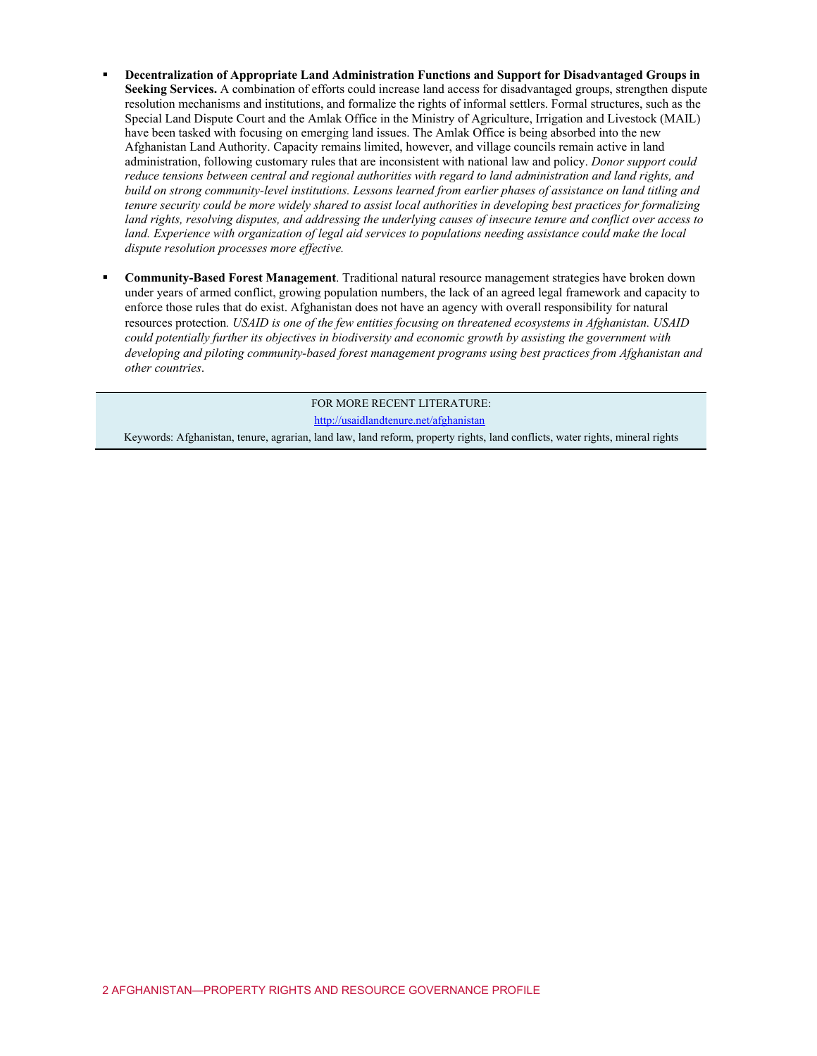- **Decentralization of Appropriate Land Administration Functions and Support for Disadvantaged Groups in Seeking Services.** A combination of efforts could increase land access for disadvantaged groups, strengthen dispute resolution mechanisms and institutions, and formalize the rights of informal settlers. Formal structures, such as the Special Land Dispute Court and the Amlak Office in the Ministry of Agriculture, Irrigation and Livestock (MAIL) have been tasked with focusing on emerging land issues. The Amlak Office is being absorbed into the new Afghanistan Land Authority. Capacity remains limited, however, and village councils remain active in land administration, following customary rules that are inconsistent with national law and policy. *Donor support could reduce tensions between central and regional authorities with regard to land administration and land rights, and build on strong community-level institutions. Lessons learned from earlier phases of assistance on land titling and tenure security could be more widely shared to assist local authorities in developing best practices for formalizing land rights, resolving disputes, and addressing the underlying causes of insecure tenure and conflict over access to land. Experience with organization of legal aid services to populations needing assistance could make the local dispute resolution processes more effective.*

- **Community-Based Forest Management**. Traditional natural resource management strategies have broken down under years of armed conflict, growing population numbers, the lack of an agreed legal framework and capacity to enforce those rules that do exist. Afghanistan does not have an agency with overall responsibility for natural resources protection. *USAID is one of the few entities focusing on threatened ecosystems in Afghanistan. USAID could potentially further its objectives in biodiversity and economic growth by assisting the government with developing and piloting community-based forest management programs using best practices from Afghanistan and other countries*.

FOR MORE RECENT LITERATURE:

http://usaidlandtenure.net/afghanistan

Keywords: Afghanistan, tenure, agrarian, land law, land reform, property rights, land conflicts, water rights, mineral rights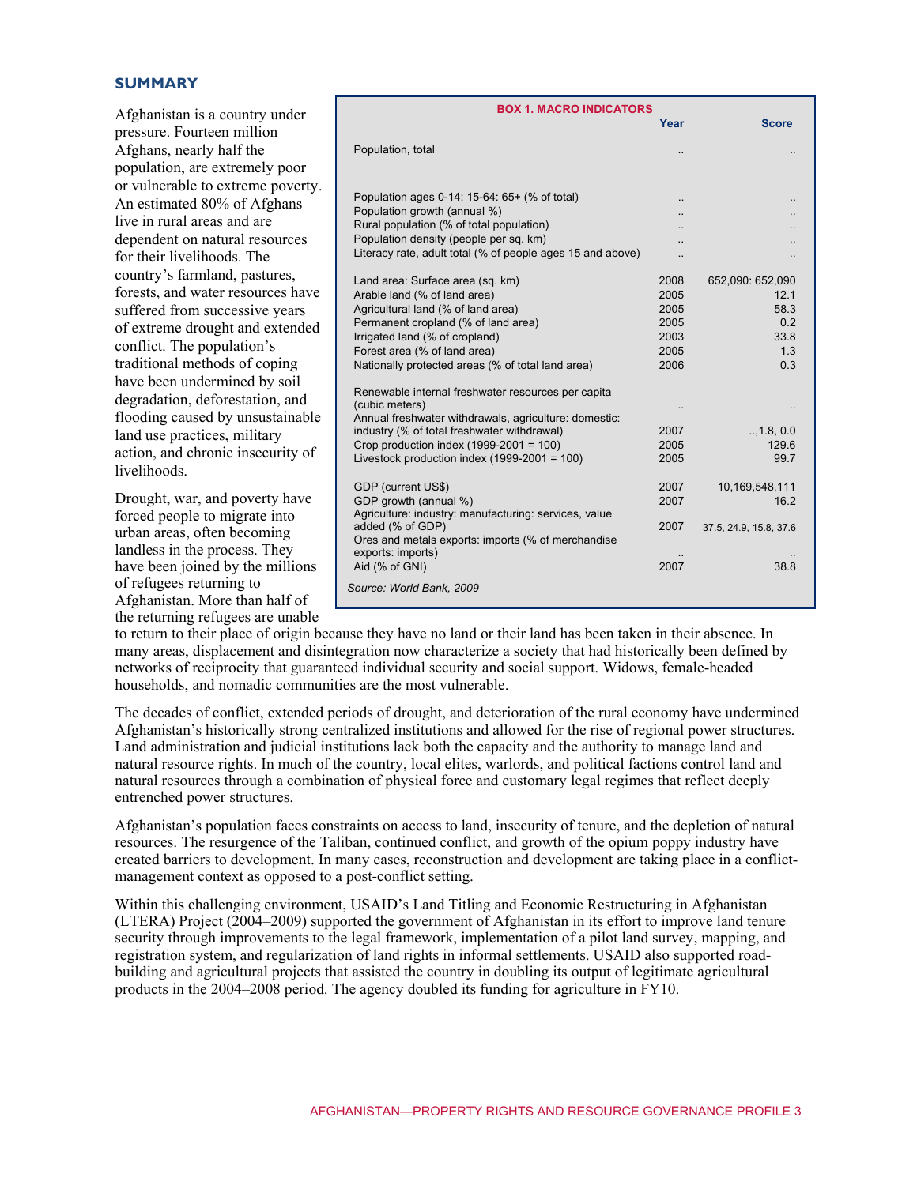## SUMMARY

Afghanistan is a country under pressure. Fourteen million Afghans, nearly half the population, are extremely poor or vulnerable to extreme poverty. An estimated 80% of Afghans live in rural areas and are dependent on natural resources for their livelihoods. The country's farmland, pastures, forests, and water resources have suffered from successive years of extreme drought and extended conflict. The population's traditional methods of coping have been undermined by soil degradation, deforestation, and flooding caused by unsustainable land use practices, military action, and chronic insecurity of livelihoods.

Drought, war, and poverty have forced people to migrate into urban areas, often becoming landless in the process. They have been joined by the millions of refugees returning to Afghanistan. More than half of the returning refugees are unable to return to their place of origin because they have no land or their land has been taken in their absence. In many areas, displacement and disintegration now characterize a society that had historically been defined by networks of reciprocity that guaranteed individual security and social support. Widows, female-headed households, and nomadic communities are the most vulnerable.

**BOX 1. MACRO INDICATORS**

| | Year | Score |
|---|---|---|
| Population, total | .. | .. |
| Population ages 0-14: 15-64: 65+ (% of total) | .. | .. |
| Population growth (annual %) | .. | .. |
| Rural population (% of total population) | .. | .. |
| Population density (people per sq. km) | .. | .. |
| Literacy rate, adult total (% of people ages 15 and above) | .. | .. |
| Land area: Surface area (sq. km) | 2008 | 652,090: 652,090 |
| Arable land (% of land area) | 2005 | 12.1 |
| Agricultural land (% of land area) | 2005 | 58.3 |
| Permanent cropland (% of land area) | 2005 | 0.2 |
| Irrigated land (% of cropland) | 2003 | 33.8 |
| Forest area (% of land area) | 2005 | 1.3 |
| Nationally protected areas (% of total land area) | 2006 | 0.3 |
| Renewable internal freshwater resources per capita (cubic meters) | .. | .. |
| Annual freshwater withdrawals, agriculture: domestic: industry (% of total freshwater withdrawal) | 2007 | ..,1.8, 0.0 |
| Crop production index (1999-2001 = 100) | 2005 | 129.6 |
| Livestock production index (1999-2001 = 100) | 2005 | 99.7 |
| GDP (current US$) | 2007 | 10,169,548,111 |
| GDP growth (annual %) | 2007 | 16.2 |
| Agriculture: industry: manufacturing: services, value added (% of GDP) | 2007 | 37.5, 24.9, 15.8, 37.6 |
| Ores and metals exports: imports (% of merchandise exports: imports) | .. | .. |
| Aid (% of GNI) | 2007 | 38.8 |

*Source: World Bank, 2009*

The decades of conflict, extended periods of drought, and deterioration of the rural economy have undermined Afghanistan's historically strong centralized institutions and allowed for the rise of regional power structures. Land administration and judicial institutions lack both the capacity and the authority to manage land and natural resource rights. In much of the country, local elites, warlords, and political factions control land and natural resources through a combination of physical force and customary legal regimes that reflect deeply entrenched power structures.

Afghanistan's population faces constraints on access to land, insecurity of tenure, and the depletion of natural resources. The resurgence of the Taliban, continued conflict, and growth of the opium poppy industry have created barriers to development. In many cases, reconstruction and development are taking place in a conflict-management context as opposed to a post-conflict setting.

Within this challenging environment, USAID's Land Titling and Economic Restructuring in Afghanistan (LTERA) Project (2004–2009) supported the government of Afghanistan in its effort to improve land tenure security through improvements to the legal framework, implementation of a pilot land survey, mapping, and registration system, and regularization of land rights in informal settlements. USAID also supported road-building and agricultural projects that assisted the country in doubling its output of legitimate agricultural products in the 2004–2008 period. The agency doubled its funding for agriculture in FY10.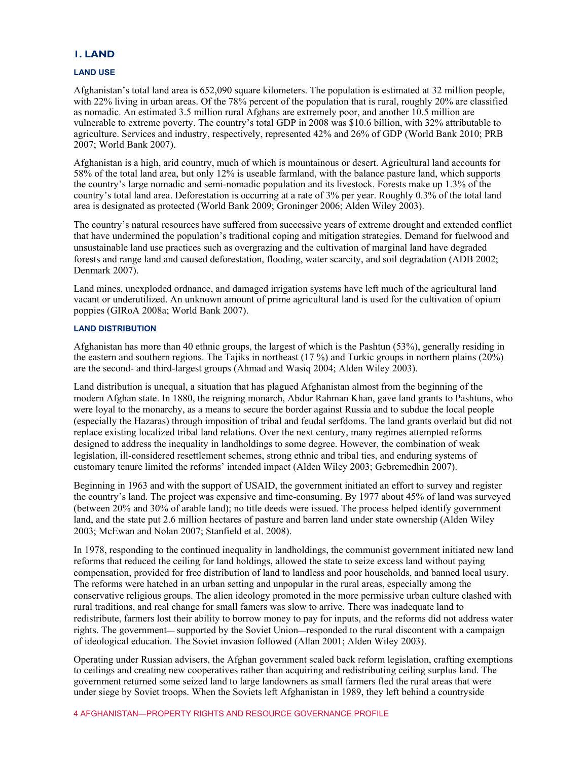# 1. LAND

## LAND USE

Afghanistan's total land area is 652,090 square kilometers. The population is estimated at 32 million people, with 22% living in urban areas. Of the 78% percent of the population that is rural, roughly 20% are classified as nomadic. An estimated 3.5 million rural Afghans are extremely poor, and another 10.5 million are vulnerable to extreme poverty. The country's total GDP in 2008 was $10.6 billion, with 32% attributable to agriculture. Services and industry, respectively, represented 42% and 26% of GDP (World Bank 2010; PRB 2007; World Bank 2007).

Afghanistan is a high, arid country, much of which is mountainous or desert. Agricultural land accounts for 58% of the total land area, but only 12% is useable farmland, with the balance pasture land, which supports the country's large nomadic and semi-nomadic population and its livestock. Forests make up 1.3% of the country's total land area. Deforestation is occurring at a rate of 3% per year. Roughly 0.3% of the total land area is designated as protected (World Bank 2009; Groninger 2006; Alden Wiley 2003).

The country's natural resources have suffered from successive years of extreme drought and extended conflict that have undermined the population's traditional coping and mitigation strategies. Demand for fuelwood and unsustainable land use practices such as overgrazing and the cultivation of marginal land have degraded forests and range land and caused deforestation, flooding, water scarcity, and soil degradation (ADB 2002; Denmark 2007).

Land mines, unexploded ordnance, and damaged irrigation systems have left much of the agricultural land vacant or underutilized. An unknown amount of prime agricultural land is used for the cultivation of opium poppies (GIRoA 2008a; World Bank 2007).

## LAND DISTRIBUTION

Afghanistan has more than 40 ethnic groups, the largest of which is the Pashtun (53%), generally residing in the eastern and southern regions. The Tajiks in northeast (17 %) and Turkic groups in northern plains (20%) are the second- and third-largest groups (Ahmad and Wasiq 2004; Alden Wiley 2003).

Land distribution is unequal, a situation that has plagued Afghanistan almost from the beginning of the modern Afghan state. In 1880, the reigning monarch, Abdur Rahman Khan, gave land grants to Pashtuns, who were loyal to the monarchy, as a means to secure the border against Russia and to subdue the local people (especially the Hazaras) through imposition of tribal and feudal serfdoms. The land grants overlaid but did not replace existing localized tribal land relations. Over the next century, many regimes attempted reforms designed to address the inequality in landholdings to some degree. However, the combination of weak legislation, ill-considered resettlement schemes, strong ethnic and tribal ties, and enduring systems of customary tenure limited the reforms' intended impact (Alden Wiley 2003; Gebremedhin 2007).

Beginning in 1963 and with the support of USAID, the government initiated an effort to survey and register the country's land. The project was expensive and time-consuming. By 1977 about 45% of land was surveyed (between 20% and 30% of arable land); no title deeds were issued. The process helped identify government land, and the state put 2.6 million hectares of pasture and barren land under state ownership (Alden Wiley 2003; McEwan and Nolan 2007; Stanfield et al. 2008).

In 1978, responding to the continued inequality in landholdings, the communist government initiated new land reforms that reduced the ceiling for land holdings, allowed the state to seize excess land without paying compensation, provided for free distribution of land to landless and poor households, and banned local usury. The reforms were hatched in an urban setting and unpopular in the rural areas, especially among the conservative religious groups. The alien ideology promoted in the more permissive urban culture clashed with rural traditions, and real change for small famers was slow to arrive. There was inadequate land to redistribute, farmers lost their ability to borrow money to pay for inputs, and the reforms did not address water rights. The government— supported by the Soviet Union—responded to the rural discontent with a campaign of ideological education. The Soviet invasion followed (Allan 2001; Alden Wiley 2003).

Operating under Russian advisers, the Afghan government scaled back reform legislation, crafting exemptions to ceilings and creating new cooperatives rather than acquiring and redistributing ceiling surplus land. The government returned some seized land to large landowners as small farmers fled the rural areas that were under siege by Soviet troops. When the Soviets left Afghanistan in 1989, they left behind a countryside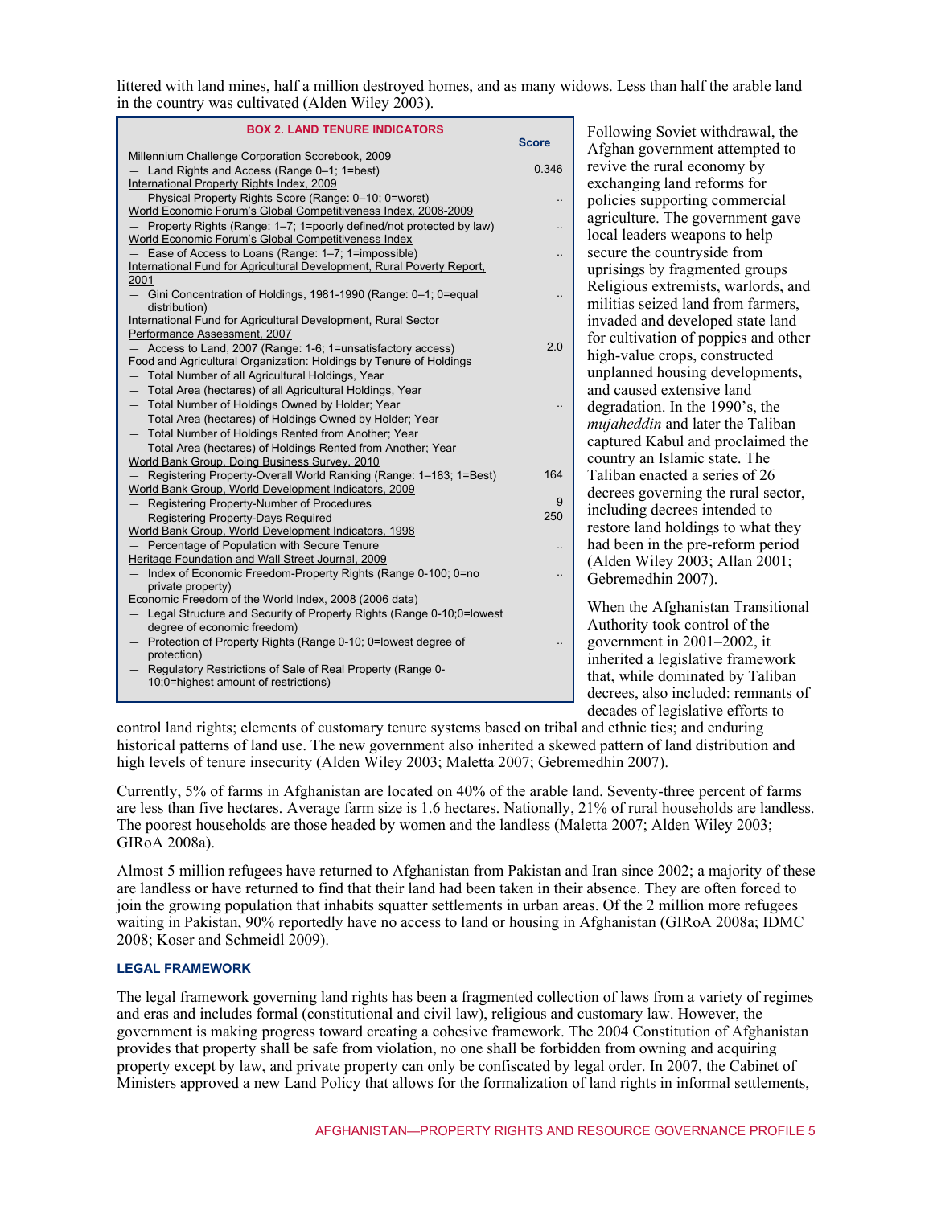littered with land mines, half a million destroyed homes, and as many widows. Less than half the arable land in the country was cultivated (Alden Wiley 2003).

**BOX 2. LAND TENURE INDICATORS**

| | Score |
|---|---|
| Millennium Challenge Corporation Scorebook, 2009 | |
| — Land Rights and Access (Range 0–1; 1=best) | 0.346 |
| International Property Rights Index, 2009 | |
| — Physical Property Rights Score (Range: 0–10; 0=worst) | .. |
| World Economic Forum's Global Competitiveness Index, 2008-2009 | |
| — Property Rights (Range: 1–7; 1=poorly defined/not protected by law) | .. |
| World Economic Forum's Global Competitiveness Index | |
| — Ease of Access to Loans (Range: 1–7; 1=impossible) | .. |
| International Fund for Agricultural Development, Rural Poverty Report, 2001 | |
| — Gini Concentration of Holdings, 1981-1990 (Range: 0–1; 0=equal distribution) | .. |
| International Fund for Agricultural Development, Rural Sector Performance Assessment, 2007 | |
| — Access to Land, 2007 (Range: 1-6; 1=unsatisfactory access) | 2.0 |
| Food and Agricultural Organization: Holdings by Tenure of Holdings | |
| — Total Number of all Agricultural Holdings, Year | |
| — Total Area (hectares) of all Agricultural Holdings, Year | |
| — Total Number of Holdings Owned by Holder; Year | .. |
| — Total Area (hectares) of Holdings Owned by Holder; Year | |
| — Total Number of Holdings Rented from Another; Year | |
| — Total Area (hectares) of Holdings Rented from Another; Year | |
| World Bank Group, Doing Business Survey, 2010 | |
| — Registering Property-Overall World Ranking (Range: 1–183; 1=Best) | 164 |
| World Bank Group, World Development Indicators, 2009 | |
| — Registering Property-Number of Procedures | 9 |
| — Registering Property-Days Required | 250 |
| World Bank Group, World Development Indicators, 1998 | |
| — Percentage of Population with Secure Tenure | .. |
| Heritage Foundation and Wall Street Journal, 2009 | |
| — Index of Economic Freedom-Property Rights (Range 0-100; 0=no private property) | .. |
| Economic Freedom of the World Index, 2008 (2006 data) | |
| — Legal Structure and Security of Property Rights (Range 0-10;0=lowest degree of economic freedom) | |
| — Protection of Property Rights (Range 0-10; 0=lowest degree of protection) | .. |
| — Regulatory Restrictions of Sale of Real Property (Range 0-10;0=highest amount of restrictions) | |

Following Soviet withdrawal, the Afghan government attempted to revive the rural economy by exchanging land reforms for policies supporting commercial agriculture. The government gave local leaders weapons to help secure the countryside from uprisings by fragmented groups Religious extremists, warlords, and militias seized land from farmers, invaded and developed state land for cultivation of poppies and other high-value crops, constructed unplanned housing developments, and caused extensive land degradation. In the 1990's, the *mujaheddin* and later the Taliban captured Kabul and proclaimed the country an Islamic state. The Taliban enacted a series of 26 decrees governing the rural sector, including decrees intended to restore land holdings to what they had been in the pre-reform period (Alden Wiley 2003; Allan 2001; Gebremedhin 2007).

When the Afghanistan Transitional Authority took control of the government in 2001–2002, it inherited a legislative framework that, while dominated by Taliban decrees, also included: remnants of decades of legislative efforts to control land rights; elements of customary tenure systems based on tribal and ethnic ties; and enduring historical patterns of land use. The new government also inherited a skewed pattern of land distribution and high levels of tenure insecurity (Alden Wiley 2003; Maletta 2007; Gebremedhin 2007).

Currently, 5% of farms in Afghanistan are located on 40% of the arable land. Seventy-three percent of farms are less than five hectares. Average farm size is 1.6 hectares. Nationally, 21% of rural households are landless. The poorest households are those headed by women and the landless (Maletta 2007; Alden Wiley 2003; GIRoA 2008a).

Almost 5 million refugees have returned to Afghanistan from Pakistan and Iran since 2002; a majority of these are landless or have returned to find that their land had been taken in their absence. They are often forced to join the growing population that inhabits squatter settlements in urban areas. Of the 2 million more refugees waiting in Pakistan, 90% reportedly have no access to land or housing in Afghanistan (GIRoA 2008a; IDMC 2008; Koser and Schmeidl 2009).

### LEGAL FRAMEWORK

The legal framework governing land rights has been a fragmented collection of laws from a variety of regimes and eras and includes formal (constitutional and civil law), religious and customary law. However, the government is making progress toward creating a cohesive framework. The 2004 Constitution of Afghanistan provides that property shall be safe from violation, no one shall be forbidden from owning and acquiring property except by law, and private property can only be confiscated by legal order. In 2007, the Cabinet of Ministers approved a new Land Policy that allows for the formalization of land rights in informal settlements,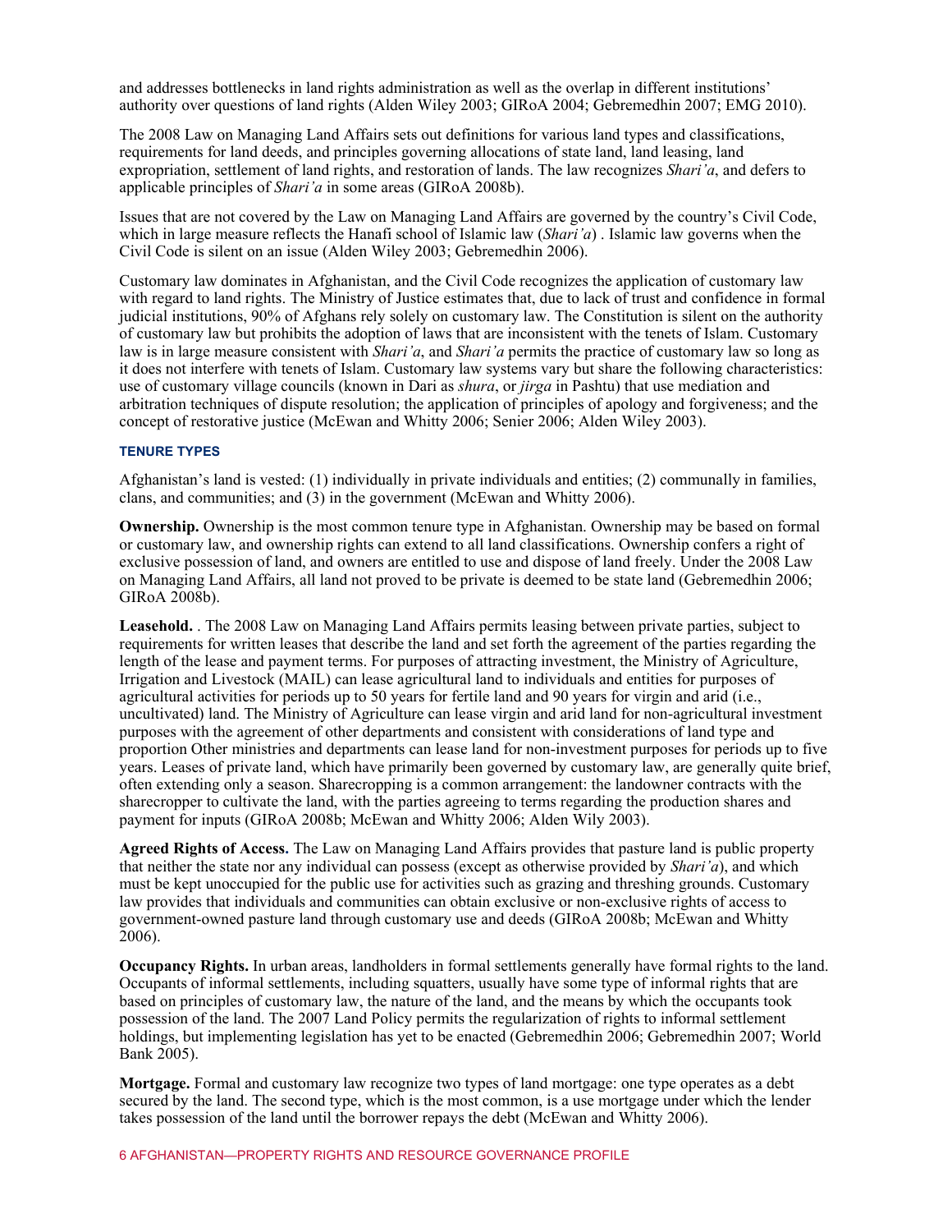and addresses bottlenecks in land rights administration as well as the overlap in different institutions' authority over questions of land rights (Alden Wiley 2003; GIRoA 2004; Gebremedhin 2007; EMG 2010).

The 2008 Law on Managing Land Affairs sets out definitions for various land types and classifications, requirements for land deeds, and principles governing allocations of state land, land leasing, land expropriation, settlement of land rights, and restoration of lands. The law recognizes *Shari'a*, and defers to applicable principles of *Shari'a* in some areas (GIRoA 2008b).

Issues that are not covered by the Law on Managing Land Affairs are governed by the country's Civil Code, which in large measure reflects the Hanafi school of Islamic law (*Shari'a*) . Islamic law governs when the Civil Code is silent on an issue (Alden Wiley 2003; Gebremedhin 2006).

Customary law dominates in Afghanistan, and the Civil Code recognizes the application of customary law with regard to land rights. The Ministry of Justice estimates that, due to lack of trust and confidence in formal judicial institutions, 90% of Afghans rely solely on customary law. The Constitution is silent on the authority of customary law but prohibits the adoption of laws that are inconsistent with the tenets of Islam. Customary law is in large measure consistent with *Shari'a*, and *Shari'a* permits the practice of customary law so long as it does not interfere with tenets of Islam. Customary law systems vary but share the following characteristics: use of customary village councils (known in Dari as *shura*, or *jirga* in Pashtu) that use mediation and arbitration techniques of dispute resolution; the application of principles of apology and forgiveness; and the concept of restorative justice (McEwan and Whitty 2006; Senier 2006; Alden Wiley 2003).

#### TENURE TYPES

Afghanistan's land is vested: (1) individually in private individuals and entities; (2) communally in families, clans, and communities; and (3) in the government (McEwan and Whitty 2006).

**Ownership.** Ownership is the most common tenure type in Afghanistan. Ownership may be based on formal or customary law, and ownership rights can extend to all land classifications. Ownership confers a right of exclusive possession of land, and owners are entitled to use and dispose of land freely. Under the 2008 Law on Managing Land Affairs, all land not proved to be private is deemed to be state land (Gebremedhin 2006; GIRoA 2008b).

**Leasehold.** . The 2008 Law on Managing Land Affairs permits leasing between private parties, subject to requirements for written leases that describe the land and set forth the agreement of the parties regarding the length of the lease and payment terms. For purposes of attracting investment, the Ministry of Agriculture, Irrigation and Livestock (MAIL) can lease agricultural land to individuals and entities for purposes of agricultural activities for periods up to 50 years for fertile land and 90 years for virgin and arid (i.e., uncultivated) land. The Ministry of Agriculture can lease virgin and arid land for non-agricultural investment purposes with the agreement of other departments and consistent with considerations of land type and proportion Other ministries and departments can lease land for non-investment purposes for periods up to five years. Leases of private land, which have primarily been governed by customary law, are generally quite brief, often extending only a season. Sharecropping is a common arrangement: the landowner contracts with the sharecropper to cultivate the land, with the parties agreeing to terms regarding the production shares and payment for inputs (GIRoA 2008b; McEwan and Whitty 2006; Alden Wily 2003).

**Agreed Rights of Access.** The Law on Managing Land Affairs provides that pasture land is public property that neither the state nor any individual can possess (except as otherwise provided by *Shari'a*), and which must be kept unoccupied for the public use for activities such as grazing and threshing grounds. Customary law provides that individuals and communities can obtain exclusive or non-exclusive rights of access to government-owned pasture land through customary use and deeds (GIRoA 2008b; McEwan and Whitty 2006).

**Occupancy Rights.** In urban areas, landholders in formal settlements generally have formal rights to the land. Occupants of informal settlements, including squatters, usually have some type of informal rights that are based on principles of customary law, the nature of the land, and the means by which the occupants took possession of the land. The 2007 Land Policy permits the regularization of rights to informal settlement holdings, but implementing legislation has yet to be enacted (Gebremedhin 2006; Gebremedhin 2007; World Bank 2005).

**Mortgage.** Formal and customary law recognize two types of land mortgage: one type operates as a debt secured by the land. The second type, which is the most common, is a use mortgage under which the lender takes possession of the land until the borrower repays the debt (McEwan and Whitty 2006).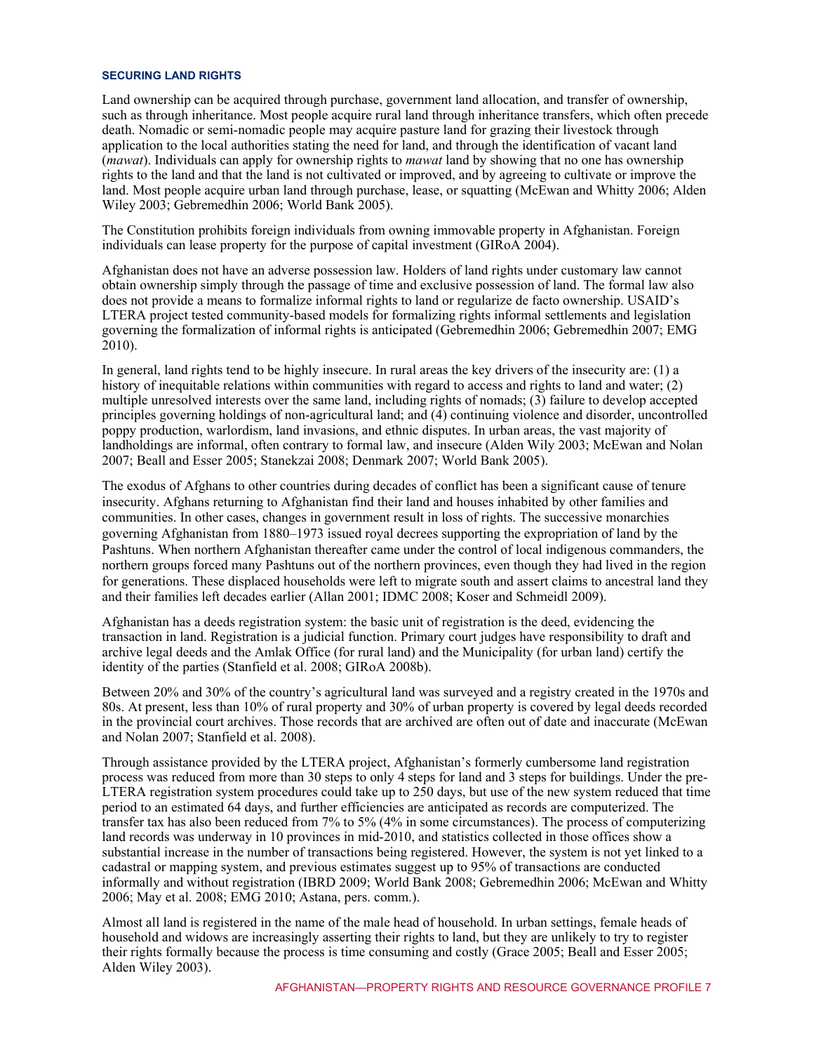### SECURING LAND RIGHTS

Land ownership can be acquired through purchase, government land allocation, and transfer of ownership, such as through inheritance. Most people acquire rural land through inheritance transfers, which often precede death. Nomadic or semi-nomadic people may acquire pasture land for grazing their livestock through application to the local authorities stating the need for land, and through the identification of vacant land (*mawat*). Individuals can apply for ownership rights to *mawat* land by showing that no one has ownership rights to the land and that the land is not cultivated or improved, and by agreeing to cultivate or improve the land. Most people acquire urban land through purchase, lease, or squatting (McEwan and Whitty 2006; Alden Wiley 2003; Gebremedhin 2006; World Bank 2005).

The Constitution prohibits foreign individuals from owning immovable property in Afghanistan. Foreign individuals can lease property for the purpose of capital investment (GIRoA 2004).

Afghanistan does not have an adverse possession law. Holders of land rights under customary law cannot obtain ownership simply through the passage of time and exclusive possession of land. The formal law also does not provide a means to formalize informal rights to land or regularize de facto ownership. USAID's LTERA project tested community-based models for formalizing rights informal settlements and legislation governing the formalization of informal rights is anticipated (Gebremedhin 2006; Gebremedhin 2007; EMG 2010).

In general, land rights tend to be highly insecure. In rural areas the key drivers of the insecurity are: (1) a history of inequitable relations within communities with regard to access and rights to land and water; (2) multiple unresolved interests over the same land, including rights of nomads; (3) failure to develop accepted principles governing holdings of non-agricultural land; and (4) continuing violence and disorder, uncontrolled poppy production, warlordism, land invasions, and ethnic disputes. In urban areas, the vast majority of landholdings are informal, often contrary to formal law, and insecure (Alden Wily 2003; McEwan and Nolan 2007; Beall and Esser 2005; Stanekzai 2008; Denmark 2007; World Bank 2005).

The exodus of Afghans to other countries during decades of conflict has been a significant cause of tenure insecurity. Afghans returning to Afghanistan find their land and houses inhabited by other families and communities. In other cases, changes in government result in loss of rights. The successive monarchies governing Afghanistan from 1880–1973 issued royal decrees supporting the expropriation of land by the Pashtuns. When northern Afghanistan thereafter came under the control of local indigenous commanders, the northern groups forced many Pashtuns out of the northern provinces, even though they had lived in the region for generations. These displaced households were left to migrate south and assert claims to ancestral land they and their families left decades earlier (Allan 2001; IDMC 2008; Koser and Schmeidl 2009).

Afghanistan has a deeds registration system: the basic unit of registration is the deed, evidencing the transaction in land. Registration is a judicial function. Primary court judges have responsibility to draft and archive legal deeds and the Amlak Office (for rural land) and the Municipality (for urban land) certify the identity of the parties (Stanfield et al. 2008; GIRoA 2008b).

Between 20% and 30% of the country's agricultural land was surveyed and a registry created in the 1970s and 80s. At present, less than 10% of rural property and 30% of urban property is covered by legal deeds recorded in the provincial court archives. Those records that are archived are often out of date and inaccurate (McEwan and Nolan 2007; Stanfield et al. 2008).

Through assistance provided by the LTERA project, Afghanistan's formerly cumbersome land registration process was reduced from more than 30 steps to only 4 steps for land and 3 steps for buildings. Under the pre-LTERA registration system procedures could take up to 250 days, but use of the new system reduced that time period to an estimated 64 days, and further efficiencies are anticipated as records are computerized. The transfer tax has also been reduced from 7% to 5% (4% in some circumstances). The process of computerizing land records was underway in 10 provinces in mid-2010, and statistics collected in those offices show a substantial increase in the number of transactions being registered. However, the system is not yet linked to a cadastral or mapping system, and previous estimates suggest up to 95% of transactions are conducted informally and without registration (IBRD 2009; World Bank 2008; Gebremedhin 2006; McEwan and Whitty 2006; May et al. 2008; EMG 2010; Astana, pers. comm.).

Almost all land is registered in the name of the male head of household. In urban settings, female heads of household and widows are increasingly asserting their rights to land, but they are unlikely to try to register their rights formally because the process is time consuming and costly (Grace 2005; Beall and Esser 2005; Alden Wiley 2003).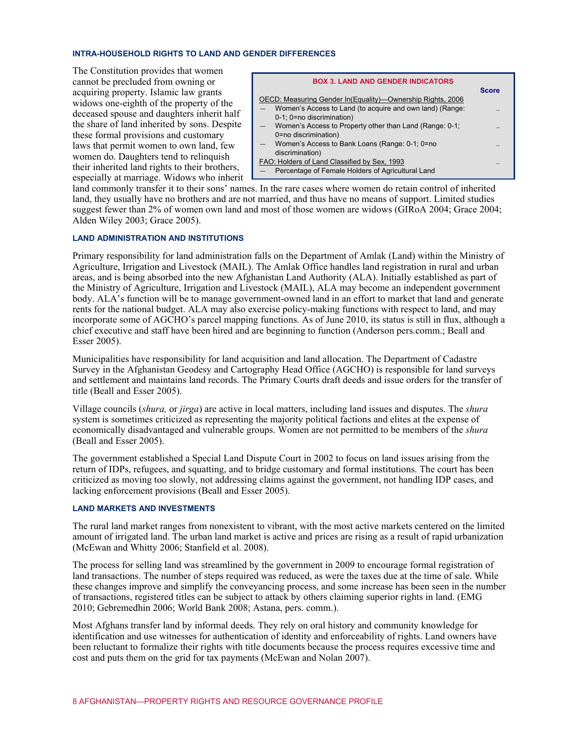### INTRA-HOUSEHOLD RIGHTS TO LAND AND GENDER DIFFERENCES

The Constitution provides that women cannot be precluded from owning or acquiring property. Islamic law grants widows one-eighth of the property of the deceased spouse and daughters inherit half the share of land inherited by sons. Despite these formal provisions and customary laws that permit women to own land, few women do. Daughters tend to relinquish their inherited land rights to their brothers, especially at marriage. Widows who inherit land commonly transfer it to their sons' names. In the rare cases where women do retain control of inherited land, they usually have no brothers and are not married, and thus have no means of support. Limited studies suggest fewer than 2% of women own land and most of those women are widows (GIRoA 2004; Grace 2004; Alden Wiley 2003; Grace 2005).

**BOX 3. LAND AND GENDER INDICATORS**

| | Score |
|---|---|
| OECD: Measuring Gender In(Equality)—Ownership Rights, 2006 | |
| — Women's Access to Land (to acquire and own land) (Range: 0-1; 0=no discrimination) | .. |
| — Women's Access to Property other than Land (Range: 0-1; 0=no discrimination) | .. |
| — Women's Access to Bank Loans (Range: 0-1; 0=no discrimination) | .. |
| FAO: Holders of Land Classified by Sex, 1993 | .. |
| — Percentage of Female Holders of Agricultural Land | |

### LAND ADMINISTRATION AND INSTITUTIONS

Primary responsibility for land administration falls on the Department of Amlak (Land) within the Ministry of Agriculture, Irrigation and Livestock (MAIL). The Amlak Office handles land registration in rural and urban areas, and is being absorbed into the new Afghanistan Land Authority (ALA). Initially established as part of the Ministry of Agriculture, Irrigation and Livestock (MAIL), ALA may become an independent government body. ALA's function will be to manage government-owned land in an effort to market that land and generate rents for the national budget. ALA may also exercise policy-making functions with respect to land, and may incorporate some of AGCHO's parcel mapping functions. As of June 2010, its status is still in flux, although a chief executive and staff have been hired and are beginning to function (Anderson pers.comm.; Beall and Esser 2005).

Municipalities have responsibility for land acquisition and land allocation. The Department of Cadastre Survey in the Afghanistan Geodesy and Cartography Head Office (AGCHO) is responsible for land surveys and settlement and maintains land records. The Primary Courts draft deeds and issue orders for the transfer of title (Beall and Esser 2005).

Village councils (*shura,* or *jirga*) are active in local matters, including land issues and disputes. The *shura* system is sometimes criticized as representing the majority political factions and elites at the expense of economically disadvantaged and vulnerable groups. Women are not permitted to be members of the *shura* (Beall and Esser 2005).

The government established a Special Land Dispute Court in 2002 to focus on land issues arising from the return of IDPs, refugees, and squatting, and to bridge customary and formal institutions. The court has been criticized as moving too slowly, not addressing claims against the government, not handling IDP cases, and lacking enforcement provisions (Beall and Esser 2005).

### LAND MARKETS AND INVESTMENTS

The rural land market ranges from nonexistent to vibrant, with the most active markets centered on the limited amount of irrigated land. The urban land market is active and prices are rising as a result of rapid urbanization (McEwan and Whitty 2006; Stanfield et al. 2008).

The process for selling land was streamlined by the government in 2009 to encourage formal registration of land transactions. The number of steps required was reduced, as were the taxes due at the time of sale. While these changes improve and simplify the conveyancing process, and some increase has been seen in the number of transactions, registered titles can be subject to attack by others claiming superior rights in land. (EMG 2010; Gebremedhin 2006; World Bank 2008; Astana, pers. comm.).

Most Afghans transfer land by informal deeds. They rely on oral history and community knowledge for identification and use witnesses for authentication of identity and enforceability of rights. Land owners have been reluctant to formalize their rights with title documents because the process requires excessive time and cost and puts them on the grid for tax payments (McEwan and Nolan 2007).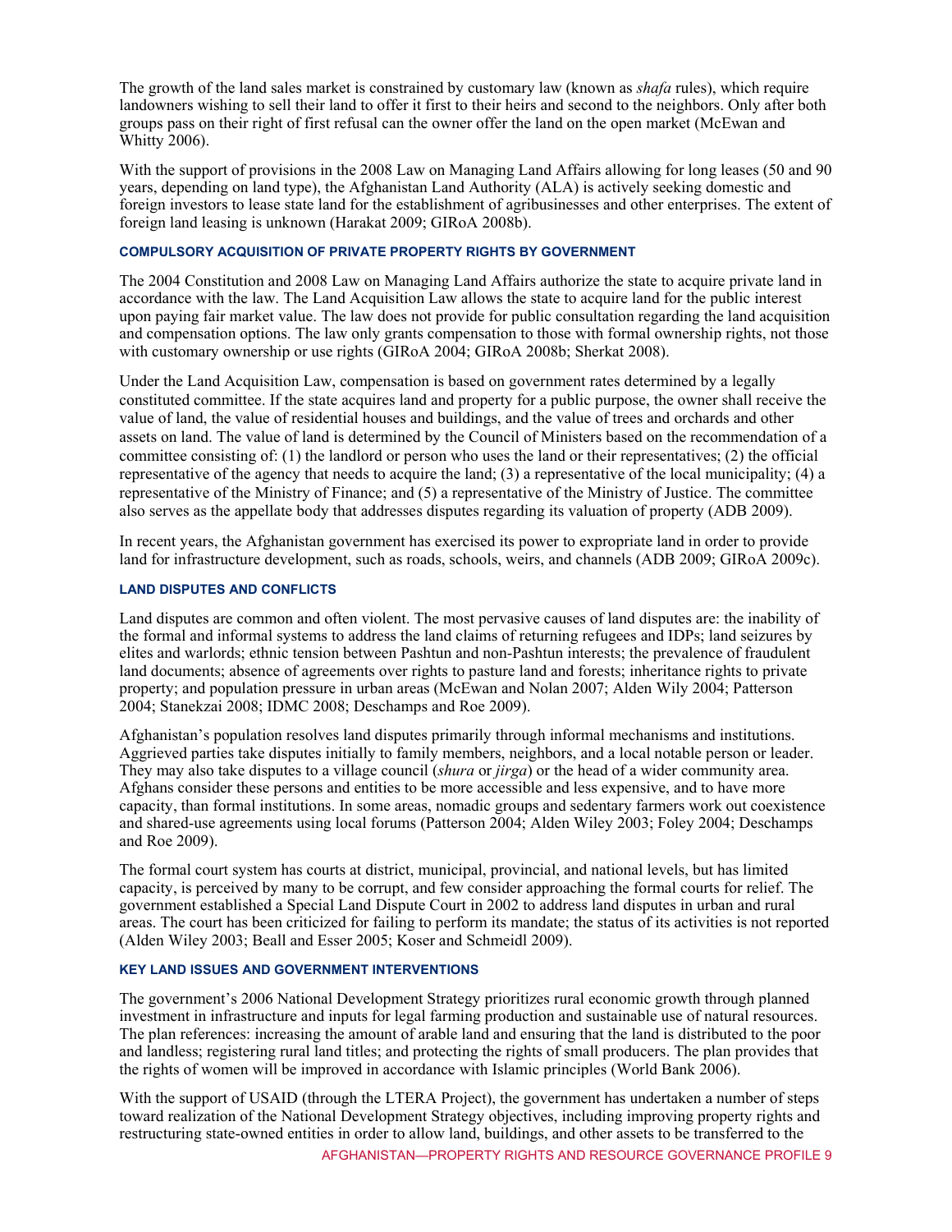The growth of the land sales market is constrained by customary law (known as *shafa* rules), which require landowners wishing to sell their land to offer it first to their heirs and second to the neighbors. Only after both groups pass on their right of first refusal can the owner offer the land on the open market (McEwan and Whitty 2006).

With the support of provisions in the 2008 Law on Managing Land Affairs allowing for long leases (50 and 90 years, depending on land type), the Afghanistan Land Authority (ALA) is actively seeking domestic and foreign investors to lease state land for the establishment of agribusinesses and other enterprises. The extent of foreign land leasing is unknown (Harakat 2009; GIRoA 2008b).

#### COMPULSORY ACQUISITION OF PRIVATE PROPERTY RIGHTS BY GOVERNMENT

The 2004 Constitution and 2008 Law on Managing Land Affairs authorize the state to acquire private land in accordance with the law. The Land Acquisition Law allows the state to acquire land for the public interest upon paying fair market value. The law does not provide for public consultation regarding the land acquisition and compensation options. The law only grants compensation to those with formal ownership rights, not those with customary ownership or use rights (GIRoA 2004; GIRoA 2008b; Sherkat 2008).

Under the Land Acquisition Law, compensation is based on government rates determined by a legally constituted committee. If the state acquires land and property for a public purpose, the owner shall receive the value of land, the value of residential houses and buildings, and the value of trees and orchards and other assets on land. The value of land is determined by the Council of Ministers based on the recommendation of a committee consisting of: (1) the landlord or person who uses the land or their representatives; (2) the official representative of the agency that needs to acquire the land; (3) a representative of the local municipality; (4) a representative of the Ministry of Finance; and (5) a representative of the Ministry of Justice. The committee also serves as the appellate body that addresses disputes regarding its valuation of property (ADB 2009).

In recent years, the Afghanistan government has exercised its power to expropriate land in order to provide land for infrastructure development, such as roads, schools, weirs, and channels (ADB 2009; GIRoA 2009c).

#### LAND DISPUTES AND CONFLICTS

Land disputes are common and often violent. The most pervasive causes of land disputes are: the inability of the formal and informal systems to address the land claims of returning refugees and IDPs; land seizures by elites and warlords; ethnic tension between Pashtun and non-Pashtun interests; the prevalence of fraudulent land documents; absence of agreements over rights to pasture land and forests; inheritance rights to private property; and population pressure in urban areas (McEwan and Nolan 2007; Alden Wily 2004; Patterson 2004; Stanekzai 2008; IDMC 2008; Deschamps and Roe 2009).

Afghanistan's population resolves land disputes primarily through informal mechanisms and institutions. Aggrieved parties take disputes initially to family members, neighbors, and a local notable person or leader. They may also take disputes to a village council (*shura* or *jirga*) or the head of a wider community area. Afghans consider these persons and entities to be more accessible and less expensive, and to have more capacity, than formal institutions. In some areas, nomadic groups and sedentary farmers work out coexistence and shared-use agreements using local forums (Patterson 2004; Alden Wiley 2003; Foley 2004; Deschamps and Roe 2009).

The formal court system has courts at district, municipal, provincial, and national levels, but has limited capacity, is perceived by many to be corrupt, and few consider approaching the formal courts for relief. The government established a Special Land Dispute Court in 2002 to address land disputes in urban and rural areas. The court has been criticized for failing to perform its mandate; the status of its activities is not reported (Alden Wiley 2003; Beall and Esser 2005; Koser and Schmeidl 2009).

#### KEY LAND ISSUES AND GOVERNMENT INTERVENTIONS

The government's 2006 National Development Strategy prioritizes rural economic growth through planned investment in infrastructure and inputs for legal farming production and sustainable use of natural resources. The plan references: increasing the amount of arable land and ensuring that the land is distributed to the poor and landless; registering rural land titles; and protecting the rights of small producers. The plan provides that the rights of women will be improved in accordance with Islamic principles (World Bank 2006).

With the support of USAID (through the LTERA Project), the government has undertaken a number of steps toward realization of the National Development Strategy objectives, including improving property rights and restructuring state-owned entities in order to allow land, buildings, and other assets to be transferred to the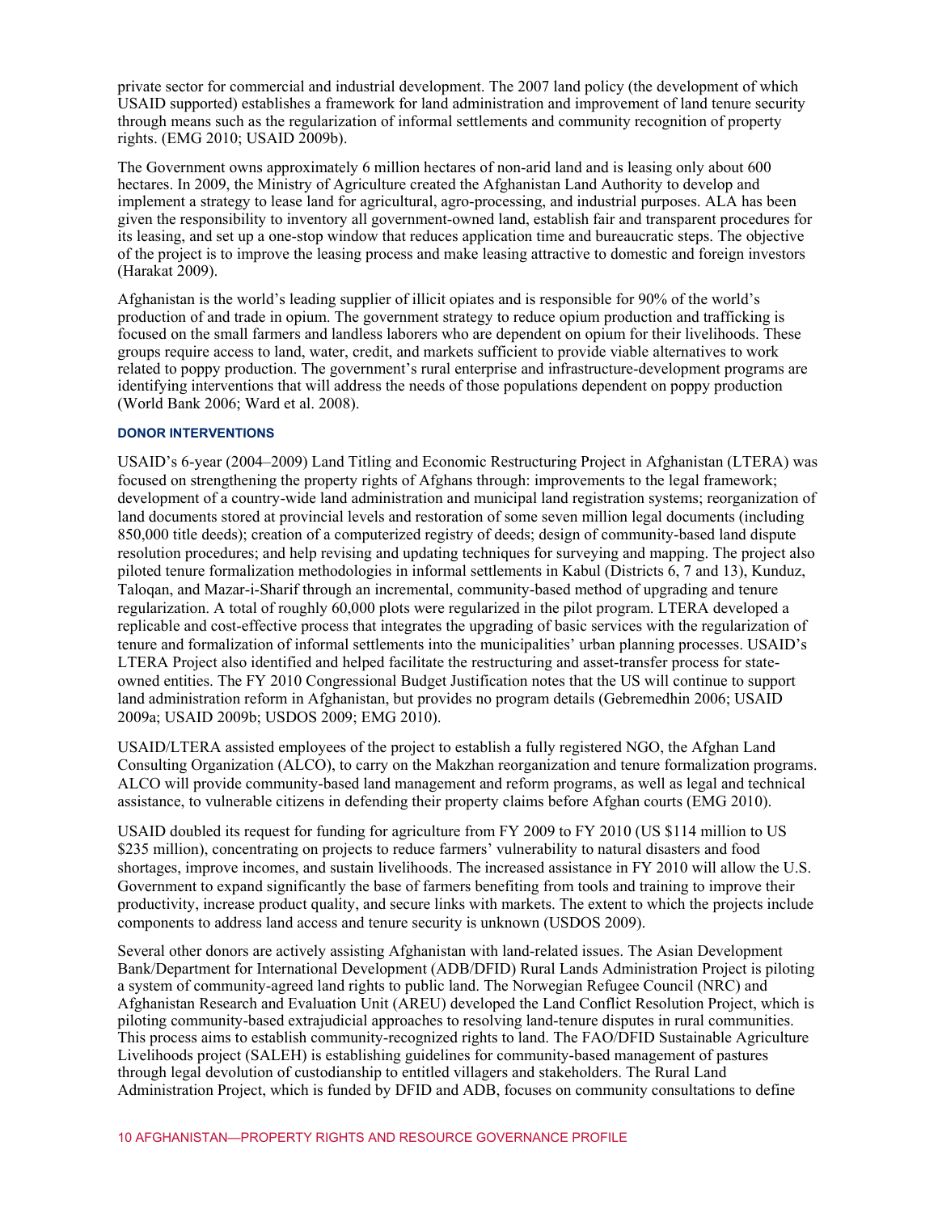private sector for commercial and industrial development. The 2007 land policy (the development of which USAID supported) establishes a framework for land administration and improvement of land tenure security through means such as the regularization of informal settlements and community recognition of property rights. (EMG 2010; USAID 2009b).

The Government owns approximately 6 million hectares of non-arid land and is leasing only about 600 hectares. In 2009, the Ministry of Agriculture created the Afghanistan Land Authority to develop and implement a strategy to lease land for agricultural, agro-processing, and industrial purposes. ALA has been given the responsibility to inventory all government-owned land, establish fair and transparent procedures for its leasing, and set up a one-stop window that reduces application time and bureaucratic steps. The objective of the project is to improve the leasing process and make leasing attractive to domestic and foreign investors (Harakat 2009).

Afghanistan is the world's leading supplier of illicit opiates and is responsible for 90% of the world's production of and trade in opium. The government strategy to reduce opium production and trafficking is focused on the small farmers and landless laborers who are dependent on opium for their livelihoods. These groups require access to land, water, credit, and markets sufficient to provide viable alternatives to work related to poppy production. The government's rural enterprise and infrastructure-development programs are identifying interventions that will address the needs of those populations dependent on poppy production (World Bank 2006; Ward et al. 2008).

### DONOR INTERVENTIONS

USAID's 6-year (2004–2009) Land Titling and Economic Restructuring Project in Afghanistan (LTERA) was focused on strengthening the property rights of Afghans through: improvements to the legal framework; development of a country-wide land administration and municipal land registration systems; reorganization of land documents stored at provincial levels and restoration of some seven million legal documents (including 850,000 title deeds); creation of a computerized registry of deeds; design of community-based land dispute resolution procedures; and help revising and updating techniques for surveying and mapping. The project also piloted tenure formalization methodologies in informal settlements in Kabul (Districts 6, 7 and 13), Kunduz, Taloqan, and Mazar-i-Sharif through an incremental, community-based method of upgrading and tenure regularization. A total of roughly 60,000 plots were regularized in the pilot program. LTERA developed a replicable and cost-effective process that integrates the upgrading of basic services with the regularization of tenure and formalization of informal settlements into the municipalities' urban planning processes. USAID's LTERA Project also identified and helped facilitate the restructuring and asset-transfer process for state-owned entities. The FY 2010 Congressional Budget Justification notes that the US will continue to support land administration reform in Afghanistan, but provides no program details (Gebremedhin 2006; USAID 2009a; USAID 2009b; USDOS 2009; EMG 2010).

USAID/LTERA assisted employees of the project to establish a fully registered NGO, the Afghan Land Consulting Organization (ALCO), to carry on the Makzhan reorganization and tenure formalization programs. ALCO will provide community-based land management and reform programs, as well as legal and technical assistance, to vulnerable citizens in defending their property claims before Afghan courts (EMG 2010).

USAID doubled its request for funding for agriculture from FY 2009 to FY 2010 (US $114 million to US $235 million), concentrating on projects to reduce farmers' vulnerability to natural disasters and food shortages, improve incomes, and sustain livelihoods. The increased assistance in FY 2010 will allow the U.S. Government to expand significantly the base of farmers benefiting from tools and training to improve their productivity, increase product quality, and secure links with markets. The extent to which the projects include components to address land access and tenure security is unknown (USDOS 2009).

Several other donors are actively assisting Afghanistan with land-related issues. The Asian Development Bank/Department for International Development (ADB/DFID) Rural Lands Administration Project is piloting a system of community-agreed land rights to public land. The Norwegian Refugee Council (NRC) and Afghanistan Research and Evaluation Unit (AREU) developed the Land Conflict Resolution Project, which is piloting community-based extrajudicial approaches to resolving land-tenure disputes in rural communities. This process aims to establish community-recognized rights to land. The FAO/DFID Sustainable Agriculture Livelihoods project (SALEH) is establishing guidelines for community-based management of pastures through legal devolution of custodianship to entitled villagers and stakeholders. The Rural Land Administration Project, which is funded by DFID and ADB, focuses on community consultations to define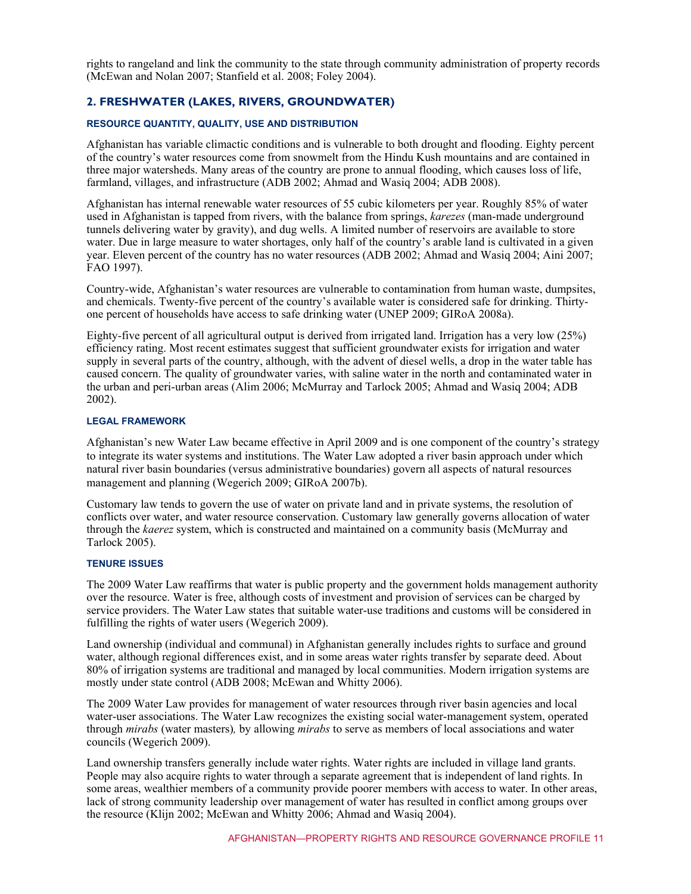rights to rangeland and link the community to the state through community administration of property records (McEwan and Nolan 2007; Stanfield et al. 2008; Foley 2004).

## 2. FRESHWATER (LAKES, RIVERS, GROUNDWATER)

#### RESOURCE QUANTITY, QUALITY, USE AND DISTRIBUTION

Afghanistan has variable climactic conditions and is vulnerable to both drought and flooding. Eighty percent of the country's water resources come from snowmelt from the Hindu Kush mountains and are contained in three major watersheds. Many areas of the country are prone to annual flooding, which causes loss of life, farmland, villages, and infrastructure (ADB 2002; Ahmad and Wasiq 2004; ADB 2008).

Afghanistan has internal renewable water resources of 55 cubic kilometers per year. Roughly 85% of water used in Afghanistan is tapped from rivers, with the balance from springs, *karezes* (man-made underground tunnels delivering water by gravity), and dug wells. A limited number of reservoirs are available to store water. Due in large measure to water shortages, only half of the country's arable land is cultivated in a given year. Eleven percent of the country has no water resources (ADB 2002; Ahmad and Wasiq 2004; Aini 2007; FAO 1997).

Country-wide, Afghanistan's water resources are vulnerable to contamination from human waste, dumpsites, and chemicals. Twenty-five percent of the country's available water is considered safe for drinking. Thirty-one percent of households have access to safe drinking water (UNEP 2009; GIRoA 2008a).

Eighty-five percent of all agricultural output is derived from irrigated land. Irrigation has a very low (25%) efficiency rating. Most recent estimates suggest that sufficient groundwater exists for irrigation and water supply in several parts of the country, although, with the advent of diesel wells, a drop in the water table has caused concern. The quality of groundwater varies, with saline water in the north and contaminated water in the urban and peri-urban areas (Alim 2006; McMurray and Tarlock 2005; Ahmad and Wasiq 2004; ADB 2002).

#### LEGAL FRAMEWORK

Afghanistan's new Water Law became effective in April 2009 and is one component of the country's strategy to integrate its water systems and institutions. The Water Law adopted a river basin approach under which natural river basin boundaries (versus administrative boundaries) govern all aspects of natural resources management and planning (Wegerich 2009; GIRoA 2007b).

Customary law tends to govern the use of water on private land and in private systems, the resolution of conflicts over water, and water resource conservation. Customary law generally governs allocation of water through the *kaerez* system, which is constructed and maintained on a community basis (McMurray and Tarlock 2005).

#### TENURE ISSUES

The 2009 Water Law reaffirms that water is public property and the government holds management authority over the resource. Water is free, although costs of investment and provision of services can be charged by service providers. The Water Law states that suitable water-use traditions and customs will be considered in fulfilling the rights of water users (Wegerich 2009).

Land ownership (individual and communal) in Afghanistan generally includes rights to surface and ground water, although regional differences exist, and in some areas water rights transfer by separate deed. About 80% of irrigation systems are traditional and managed by local communities. Modern irrigation systems are mostly under state control (ADB 2008; McEwan and Whitty 2006).

The 2009 Water Law provides for management of water resources through river basin agencies and local water-user associations. The Water Law recognizes the existing social water-management system, operated through *mirabs* (water masters)*,* by allowing *mirabs* to serve as members of local associations and water councils (Wegerich 2009).

Land ownership transfers generally include water rights. Water rights are included in village land grants. People may also acquire rights to water through a separate agreement that is independent of land rights. In some areas, wealthier members of a community provide poorer members with access to water. In other areas, lack of strong community leadership over management of water has resulted in conflict among groups over the resource (Klijn 2002; McEwan and Whitty 2006; Ahmad and Wasiq 2004).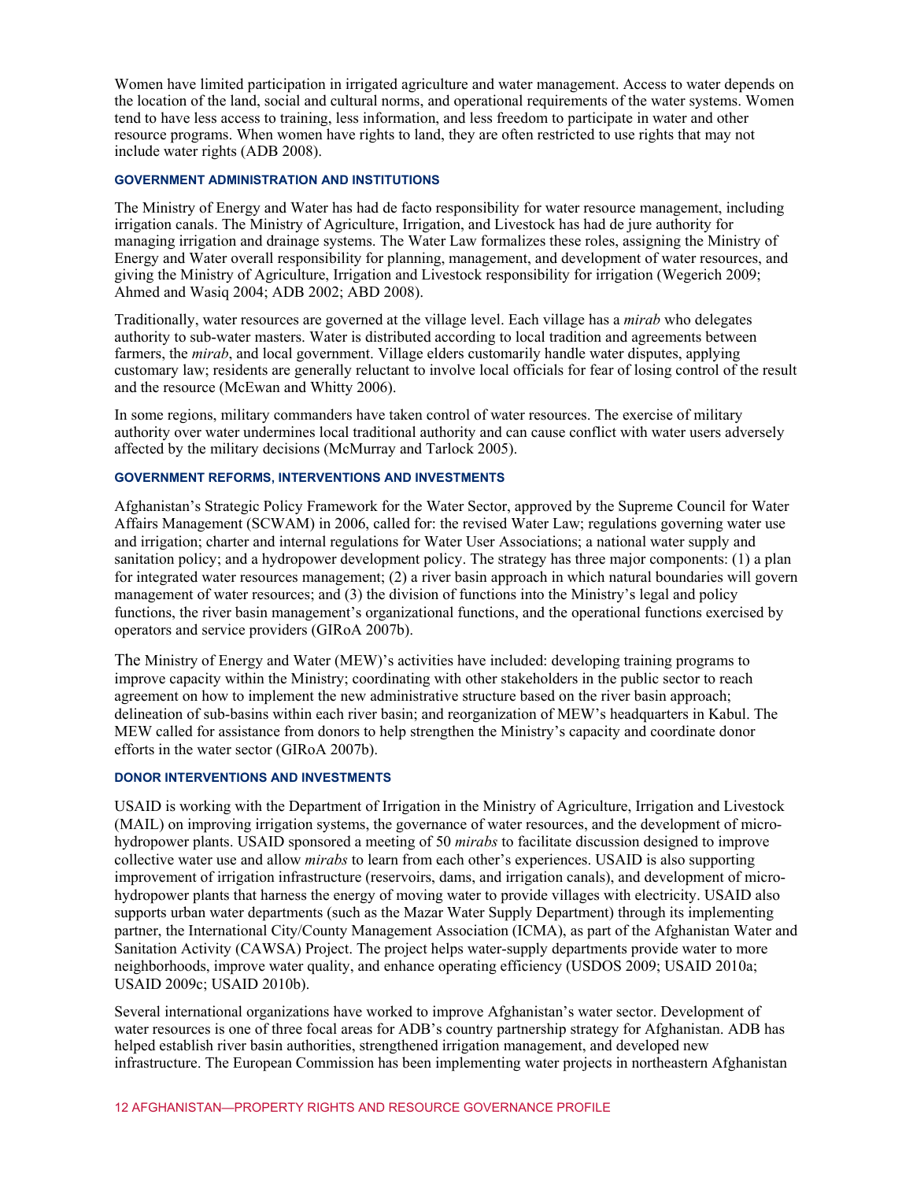Women have limited participation in irrigated agriculture and water management. Access to water depends on the location of the land, social and cultural norms, and operational requirements of the water systems. Women tend to have less access to training, less information, and less freedom to participate in water and other resource programs. When women have rights to land, they are often restricted to use rights that may not include water rights (ADB 2008).

#### GOVERNMENT ADMINISTRATION AND INSTITUTIONS

The Ministry of Energy and Water has had de facto responsibility for water resource management, including irrigation canals. The Ministry of Agriculture, Irrigation, and Livestock has had de jure authority for managing irrigation and drainage systems. The Water Law formalizes these roles, assigning the Ministry of Energy and Water overall responsibility for planning, management, and development of water resources, and giving the Ministry of Agriculture, Irrigation and Livestock responsibility for irrigation (Wegerich 2009; Ahmed and Wasiq 2004; ADB 2002; ABD 2008).

Traditionally, water resources are governed at the village level. Each village has a *mirab* who delegates authority to sub-water masters. Water is distributed according to local tradition and agreements between farmers, the *mirab*, and local government. Village elders customarily handle water disputes, applying customary law; residents are generally reluctant to involve local officials for fear of losing control of the result and the resource (McEwan and Whitty 2006).

In some regions, military commanders have taken control of water resources. The exercise of military authority over water undermines local traditional authority and can cause conflict with water users adversely affected by the military decisions (McMurray and Tarlock 2005).

#### GOVERNMENT REFORMS, INTERVENTIONS AND INVESTMENTS

Afghanistan's Strategic Policy Framework for the Water Sector, approved by the Supreme Council for Water Affairs Management (SCWAM) in 2006, called for: the revised Water Law; regulations governing water use and irrigation; charter and internal regulations for Water User Associations; a national water supply and sanitation policy; and a hydropower development policy. The strategy has three major components: (1) a plan for integrated water resources management; (2) a river basin approach in which natural boundaries will govern management of water resources; and (3) the division of functions into the Ministry's legal and policy functions, the river basin management's organizational functions, and the operational functions exercised by operators and service providers (GIRoA 2007b).

The Ministry of Energy and Water (MEW)'s activities have included: developing training programs to improve capacity within the Ministry; coordinating with other stakeholders in the public sector to reach agreement on how to implement the new administrative structure based on the river basin approach; delineation of sub-basins within each river basin; and reorganization of MEW's headquarters in Kabul. The MEW called for assistance from donors to help strengthen the Ministry's capacity and coordinate donor efforts in the water sector (GIRoA 2007b).

#### DONOR INTERVENTIONS AND INVESTMENTS

USAID is working with the Department of Irrigation in the Ministry of Agriculture, Irrigation and Livestock (MAIL) on improving irrigation systems, the governance of water resources, and the development of micro-hydropower plants. USAID sponsored a meeting of 50 *mirabs* to facilitate discussion designed to improve collective water use and allow *mirabs* to learn from each other's experiences. USAID is also supporting improvement of irrigation infrastructure (reservoirs, dams, and irrigation canals), and development of micro-hydropower plants that harness the energy of moving water to provide villages with electricity. USAID also supports urban water departments (such as the Mazar Water Supply Department) through its implementing partner, the International City/County Management Association (ICMA), as part of the Afghanistan Water and Sanitation Activity (CAWSA) Project. The project helps water-supply departments provide water to more neighborhoods, improve water quality, and enhance operating efficiency (USDOS 2009; USAID 2010a; USAID 2009c; USAID 2010b).

Several international organizations have worked to improve Afghanistan's water sector. Development of water resources is one of three focal areas for ADB's country partnership strategy for Afghanistan. ADB has helped establish river basin authorities, strengthened irrigation management, and developed new infrastructure. The European Commission has been implementing water projects in northeastern Afghanistan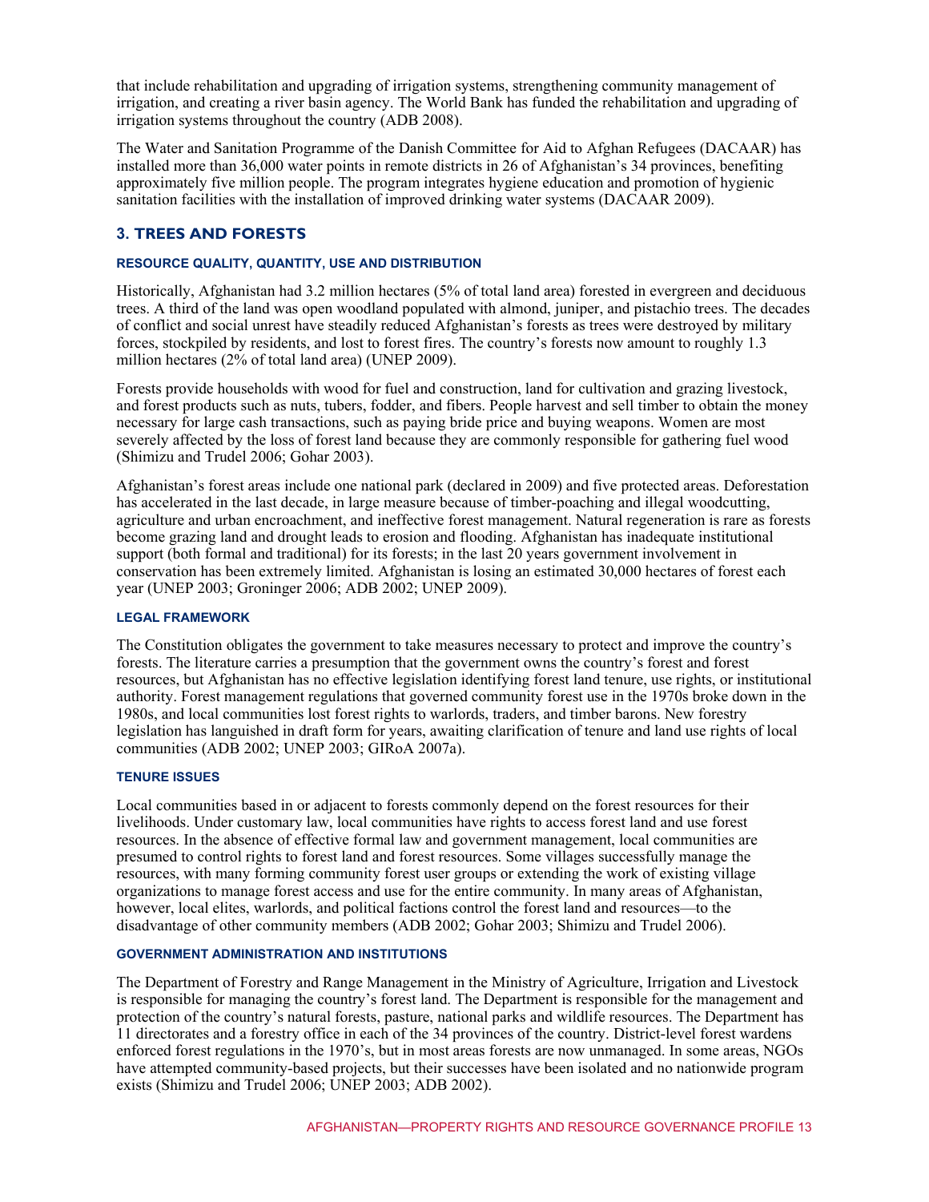that include rehabilitation and upgrading of irrigation systems, strengthening community management of irrigation, and creating a river basin agency. The World Bank has funded the rehabilitation and upgrading of irrigation systems throughout the country (ADB 2008).

The Water and Sanitation Programme of the Danish Committee for Aid to Afghan Refugees (DACAAR) has installed more than 36,000 water points in remote districts in 26 of Afghanistan's 34 provinces, benefiting approximately five million people. The program integrates hygiene education and promotion of hygienic sanitation facilities with the installation of improved drinking water systems (DACAAR 2009).

## 3. TREES AND FORESTS

#### RESOURCE QUALITY, QUANTITY, USE AND DISTRIBUTION

Historically, Afghanistan had 3.2 million hectares (5% of total land area) forested in evergreen and deciduous trees. A third of the land was open woodland populated with almond, juniper, and pistachio trees. The decades of conflict and social unrest have steadily reduced Afghanistan's forests as trees were destroyed by military forces, stockpiled by residents, and lost to forest fires. The country's forests now amount to roughly 1.3 million hectares (2% of total land area) (UNEP 2009).

Forests provide households with wood for fuel and construction, land for cultivation and grazing livestock, and forest products such as nuts, tubers, fodder, and fibers. People harvest and sell timber to obtain the money necessary for large cash transactions, such as paying bride price and buying weapons. Women are most severely affected by the loss of forest land because they are commonly responsible for gathering fuel wood (Shimizu and Trudel 2006; Gohar 2003).

Afghanistan's forest areas include one national park (declared in 2009) and five protected areas. Deforestation has accelerated in the last decade, in large measure because of timber-poaching and illegal woodcutting, agriculture and urban encroachment, and ineffective forest management. Natural regeneration is rare as forests become grazing land and drought leads to erosion and flooding. Afghanistan has inadequate institutional support (both formal and traditional) for its forests; in the last 20 years government involvement in conservation has been extremely limited. Afghanistan is losing an estimated 30,000 hectares of forest each year (UNEP 2003; Groninger 2006; ADB 2002; UNEP 2009).

#### LEGAL FRAMEWORK

The Constitution obligates the government to take measures necessary to protect and improve the country's forests. The literature carries a presumption that the government owns the country's forest and forest resources, but Afghanistan has no effective legislation identifying forest land tenure, use rights, or institutional authority. Forest management regulations that governed community forest use in the 1970s broke down in the 1980s, and local communities lost forest rights to warlords, traders, and timber barons. New forestry legislation has languished in draft form for years, awaiting clarification of tenure and land use rights of local communities (ADB 2002; UNEP 2003; GIRoA 2007a).

#### TENURE ISSUES

Local communities based in or adjacent to forests commonly depend on the forest resources for their livelihoods. Under customary law, local communities have rights to access forest land and use forest resources. In the absence of effective formal law and government management, local communities are presumed to control rights to forest land and forest resources. Some villages successfully manage the resources, with many forming community forest user groups or extending the work of existing village organizations to manage forest access and use for the entire community. In many areas of Afghanistan, however, local elites, warlords, and political factions control the forest land and resources—to the disadvantage of other community members (ADB 2002; Gohar 2003; Shimizu and Trudel 2006).

#### GOVERNMENT ADMINISTRATION AND INSTITUTIONS

The Department of Forestry and Range Management in the Ministry of Agriculture, Irrigation and Livestock is responsible for managing the country's forest land. The Department is responsible for the management and protection of the country's natural forests, pasture, national parks and wildlife resources. The Department has 11 directorates and a forestry office in each of the 34 provinces of the country. District-level forest wardens enforced forest regulations in the 1970's, but in most areas forests are now unmanaged. In some areas, NGOs have attempted community-based projects, but their successes have been isolated and no nationwide program exists (Shimizu and Trudel 2006; UNEP 2003; ADB 2002).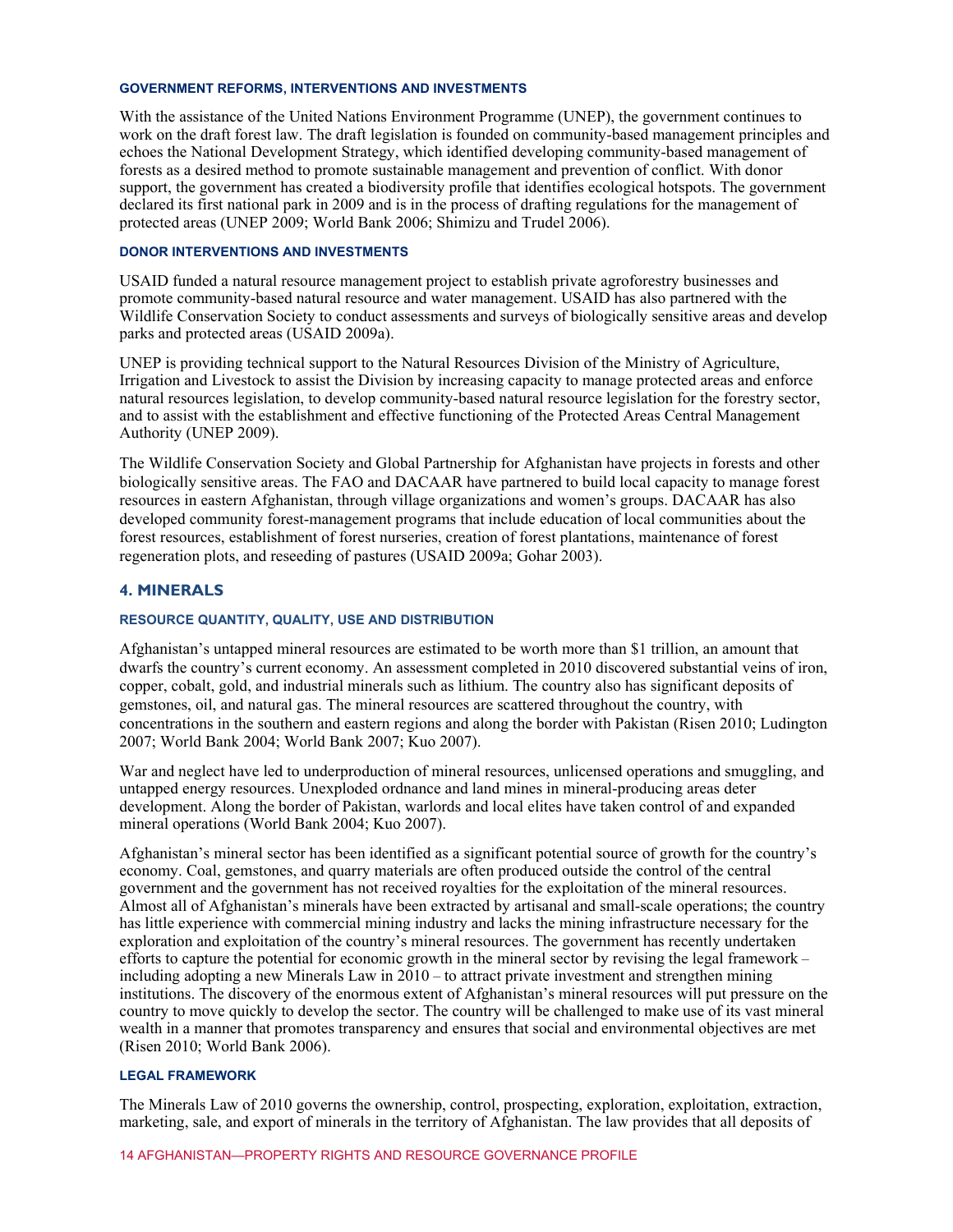#### GOVERNMENT REFORMS, INTERVENTIONS AND INVESTMENTS

With the assistance of the United Nations Environment Programme (UNEP), the government continues to work on the draft forest law. The draft legislation is founded on community-based management principles and echoes the National Development Strategy, which identified developing community-based management of forests as a desired method to promote sustainable management and prevention of conflict. With donor support, the government has created a biodiversity profile that identifies ecological hotspots. The government declared its first national park in 2009 and is in the process of drafting regulations for the management of protected areas (UNEP 2009; World Bank 2006; Shimizu and Trudel 2006).

#### DONOR INTERVENTIONS AND INVESTMENTS

USAID funded a natural resource management project to establish private agroforestry businesses and promote community-based natural resource and water management. USAID has also partnered with the Wildlife Conservation Society to conduct assessments and surveys of biologically sensitive areas and develop parks and protected areas (USAID 2009a).

UNEP is providing technical support to the Natural Resources Division of the Ministry of Agriculture, Irrigation and Livestock to assist the Division by increasing capacity to manage protected areas and enforce natural resources legislation, to develop community-based natural resource legislation for the forestry sector, and to assist with the establishment and effective functioning of the Protected Areas Central Management Authority (UNEP 2009).

The Wildlife Conservation Society and Global Partnership for Afghanistan have projects in forests and other biologically sensitive areas. The FAO and DACAAR have partnered to build local capacity to manage forest resources in eastern Afghanistan, through village organizations and women's groups. DACAAR has also developed community forest-management programs that include education of local communities about the forest resources, establishment of forest nurseries, creation of forest plantations, maintenance of forest regeneration plots, and reseeding of pastures (USAID 2009a; Gohar 2003).

## 4. MINERALS

#### RESOURCE QUANTITY, QUALITY, USE AND DISTRIBUTION

Afghanistan's untapped mineral resources are estimated to be worth more than $1 trillion, an amount that dwarfs the country's current economy. An assessment completed in 2010 discovered substantial veins of iron, copper, cobalt, gold, and industrial minerals such as lithium. The country also has significant deposits of gemstones, oil, and natural gas. The mineral resources are scattered throughout the country, with concentrations in the southern and eastern regions and along the border with Pakistan (Risen 2010; Ludington 2007; World Bank 2004; World Bank 2007; Kuo 2007).

War and neglect have led to underproduction of mineral resources, unlicensed operations and smuggling, and untapped energy resources. Unexploded ordnance and land mines in mineral-producing areas deter development. Along the border of Pakistan, warlords and local elites have taken control of and expanded mineral operations (World Bank 2004; Kuo 2007).

Afghanistan's mineral sector has been identified as a significant potential source of growth for the country's economy. Coal, gemstones, and quarry materials are often produced outside the control of the central government and the government has not received royalties for the exploitation of the mineral resources. Almost all of Afghanistan's minerals have been extracted by artisanal and small-scale operations; the country has little experience with commercial mining industry and lacks the mining infrastructure necessary for the exploration and exploitation of the country's mineral resources. The government has recently undertaken efforts to capture the potential for economic growth in the mineral sector by revising the legal framework – including adopting a new Minerals Law in 2010 – to attract private investment and strengthen mining institutions. The discovery of the enormous extent of Afghanistan's mineral resources will put pressure on the country to move quickly to develop the sector. The country will be challenged to make use of its vast mineral wealth in a manner that promotes transparency and ensures that social and environmental objectives are met (Risen 2010; World Bank 2006).

#### LEGAL FRAMEWORK

The Minerals Law of 2010 governs the ownership, control, prospecting, exploration, exploitation, extraction, marketing, sale, and export of minerals in the territory of Afghanistan. The law provides that all deposits of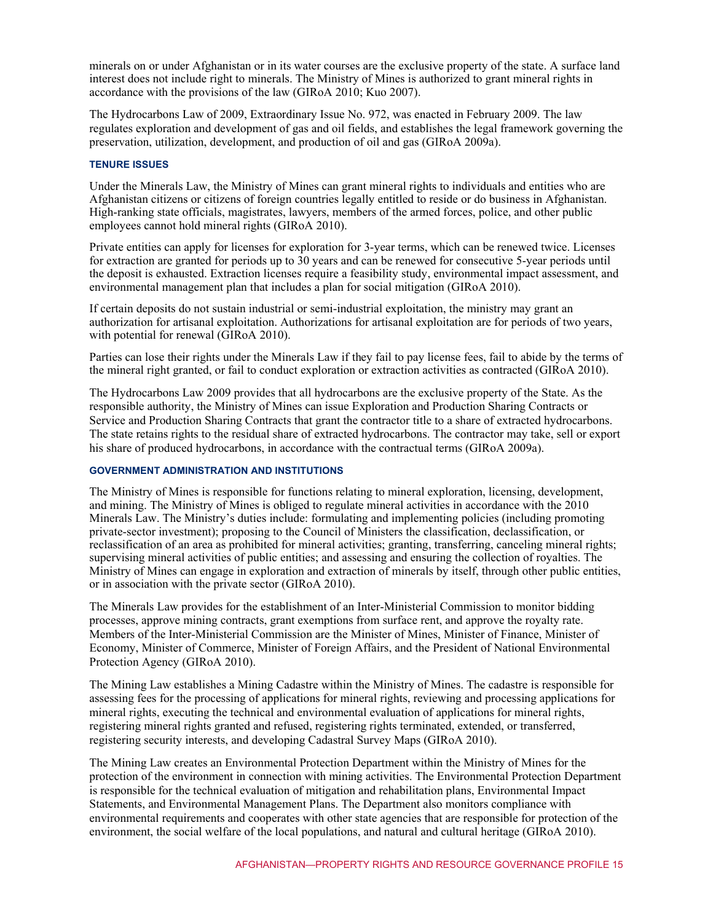minerals on or under Afghanistan or in its water courses are the exclusive property of the state. A surface land interest does not include right to minerals. The Ministry of Mines is authorized to grant mineral rights in accordance with the provisions of the law (GIRoA 2010; Kuo 2007).

The Hydrocarbons Law of 2009, Extraordinary Issue No. 972, was enacted in February 2009. The law regulates exploration and development of gas and oil fields, and establishes the legal framework governing the preservation, utilization, development, and production of oil and gas (GIRoA 2009a).

#### TENURE ISSUES

Under the Minerals Law, the Ministry of Mines can grant mineral rights to individuals and entities who are Afghanistan citizens or citizens of foreign countries legally entitled to reside or do business in Afghanistan. High-ranking state officials, magistrates, lawyers, members of the armed forces, police, and other public employees cannot hold mineral rights (GIRoA 2010).

Private entities can apply for licenses for exploration for 3-year terms, which can be renewed twice. Licenses for extraction are granted for periods up to 30 years and can be renewed for consecutive 5-year periods until the deposit is exhausted. Extraction licenses require a feasibility study, environmental impact assessment, and environmental management plan that includes a plan for social mitigation (GIRoA 2010).

If certain deposits do not sustain industrial or semi-industrial exploitation, the ministry may grant an authorization for artisanal exploitation. Authorizations for artisanal exploitation are for periods of two years, with potential for renewal (GIRoA 2010).

Parties can lose their rights under the Minerals Law if they fail to pay license fees, fail to abide by the terms of the mineral right granted, or fail to conduct exploration or extraction activities as contracted (GIRoA 2010).

The Hydrocarbons Law 2009 provides that all hydrocarbons are the exclusive property of the State. As the responsible authority, the Ministry of Mines can issue Exploration and Production Sharing Contracts or Service and Production Sharing Contracts that grant the contractor title to a share of extracted hydrocarbons. The state retains rights to the residual share of extracted hydrocarbons. The contractor may take, sell or export his share of produced hydrocarbons, in accordance with the contractual terms (GIRoA 2009a).

#### GOVERNMENT ADMINISTRATION AND INSTITUTIONS

The Ministry of Mines is responsible for functions relating to mineral exploration, licensing, development, and mining. The Ministry of Mines is obliged to regulate mineral activities in accordance with the 2010 Minerals Law. The Ministry's duties include: formulating and implementing policies (including promoting private-sector investment); proposing to the Council of Ministers the classification, declassification, or reclassification of an area as prohibited for mineral activities; granting, transferring, canceling mineral rights; supervising mineral activities of public entities; and assessing and ensuring the collection of royalties. The Ministry of Mines can engage in exploration and extraction of minerals by itself, through other public entities, or in association with the private sector (GIRoA 2010).

The Minerals Law provides for the establishment of an Inter-Ministerial Commission to monitor bidding processes, approve mining contracts, grant exemptions from surface rent, and approve the royalty rate. Members of the Inter-Ministerial Commission are the Minister of Mines, Minister of Finance, Minister of Economy, Minister of Commerce, Minister of Foreign Affairs, and the President of National Environmental Protection Agency (GIRoA 2010).

The Mining Law establishes a Mining Cadastre within the Ministry of Mines. The cadastre is responsible for assessing fees for the processing of applications for mineral rights, reviewing and processing applications for mineral rights, executing the technical and environmental evaluation of applications for mineral rights, registering mineral rights granted and refused, registering rights terminated, extended, or transferred, registering security interests, and developing Cadastral Survey Maps (GIRoA 2010).

The Mining Law creates an Environmental Protection Department within the Ministry of Mines for the protection of the environment in connection with mining activities. The Environmental Protection Department is responsible for the technical evaluation of mitigation and rehabilitation plans, Environmental Impact Statements, and Environmental Management Plans. The Department also monitors compliance with environmental requirements and cooperates with other state agencies that are responsible for protection of the environment, the social welfare of the local populations, and natural and cultural heritage (GIRoA 2010).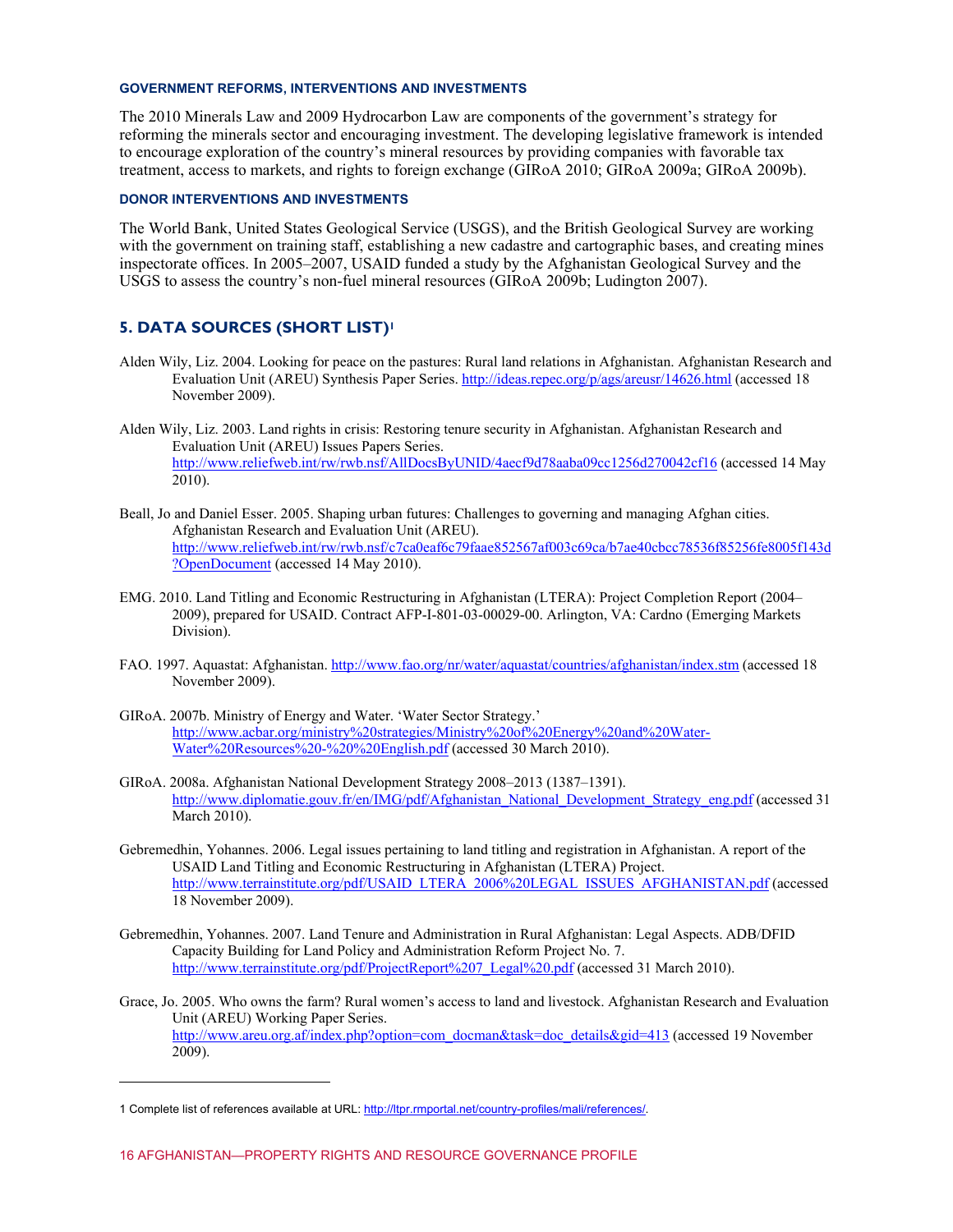#### GOVERNMENT REFORMS, INTERVENTIONS AND INVESTMENTS

The 2010 Minerals Law and 2009 Hydrocarbon Law are components of the government's strategy for reforming the minerals sector and encouraging investment. The developing legislative framework is intended to encourage exploration of the country's mineral resources by providing companies with favorable tax treatment, access to markets, and rights to foreign exchange (GIRoA 2010; GIRoA 2009a; GIRoA 2009b).

#### DONOR INTERVENTIONS AND INVESTMENTS

The World Bank, United States Geological Service (USGS), and the British Geological Survey are working with the government on training staff, establishing a new cadastre and cartographic bases, and creating mines inspectorate offices. In 2005–2007, USAID funded a study by the Afghanistan Geological Survey and the USGS to assess the country's non-fuel mineral resources (GIRoA 2009b; Ludington 2007).

## 5. DATA SOURCES (SHORT LIST)[1]

Alden Wily, Liz. 2004. Looking for peace on the pastures: Rural land relations in Afghanistan. Afghanistan Research and Evaluation Unit (AREU) Synthesis Paper Series. http://ideas.repec.org/p/ags/areusr/14626.html (accessed 18 November 2009).

Alden Wily, Liz. 2003. Land rights in crisis: Restoring tenure security in Afghanistan. Afghanistan Research and Evaluation Unit (AREU) Issues Papers Series. http://www.reliefweb.int/rw/rwb.nsf/AllDocsByUNID/4aecf9d78aaba09cc1256d270042cf16 (accessed 14 May 2010).

Beall, Jo and Daniel Esser. 2005. Shaping urban futures: Challenges to governing and managing Afghan cities. Afghanistan Research and Evaluation Unit (AREU). http://www.reliefweb.int/rw/rwb.nsf/c7ca0eaf6c79faae852567af003c69ca/b7ae40cbcc78536f85256fe8005f143d?OpenDocument (accessed 14 May 2010).

EMG. 2010. Land Titling and Economic Restructuring in Afghanistan (LTERA): Project Completion Report (2004–2009), prepared for USAID. Contract AFP-I-801-03-00029-00. Arlington, VA: Cardno (Emerging Markets Division).

FAO. 1997. Aquastat: Afghanistan. http://www.fao.org/nr/water/aquastat/countries/afghanistan/index.stm (accessed 18 November 2009).

GIRoA. 2007b. Ministry of Energy and Water. 'Water Sector Strategy.' http://www.acbar.org/ministry%20strategies/Ministry%20of%20Energy%20and%20Water-Water%20Resources%20-%20%20English.pdf (accessed 30 March 2010).

GIRoA. 2008a. Afghanistan National Development Strategy 2008–2013 (1387–1391). http://www.diplomatie.gouv.fr/en/IMG/pdf/Afghanistan_National_Development_Strategy_eng.pdf (accessed 31 March 2010).

Gebremedhin, Yohannes. 2006. Legal issues pertaining to land titling and registration in Afghanistan. A report of the USAID Land Titling and Economic Restructuring in Afghanistan (LTERA) Project. http://www.terrainstitute.org/pdf/USAID_LTERA_2006%20LEGAL_ISSUES_AFGHANISTAN.pdf (accessed 18 November 2009).

Gebremedhin, Yohannes. 2007. Land Tenure and Administration in Rural Afghanistan: Legal Aspects. ADB/DFID Capacity Building for Land Policy and Administration Reform Project No. 7. http://www.terrainstitute.org/pdf/ProjectReport%207_Legal%20.pdf (accessed 31 March 2010).

Grace, Jo. 2005. Who owns the farm? Rural women's access to land and livestock. Afghanistan Research and Evaluation Unit (AREU) Working Paper Series. http://www.areu.org.af/index.php?option=com_docman&task=doc_details&gid=413 (accessed 19 November 2009).

---

1 Complete list of references available at URL: http://ltpr.rmportal.net/country-profiles/mali/references/.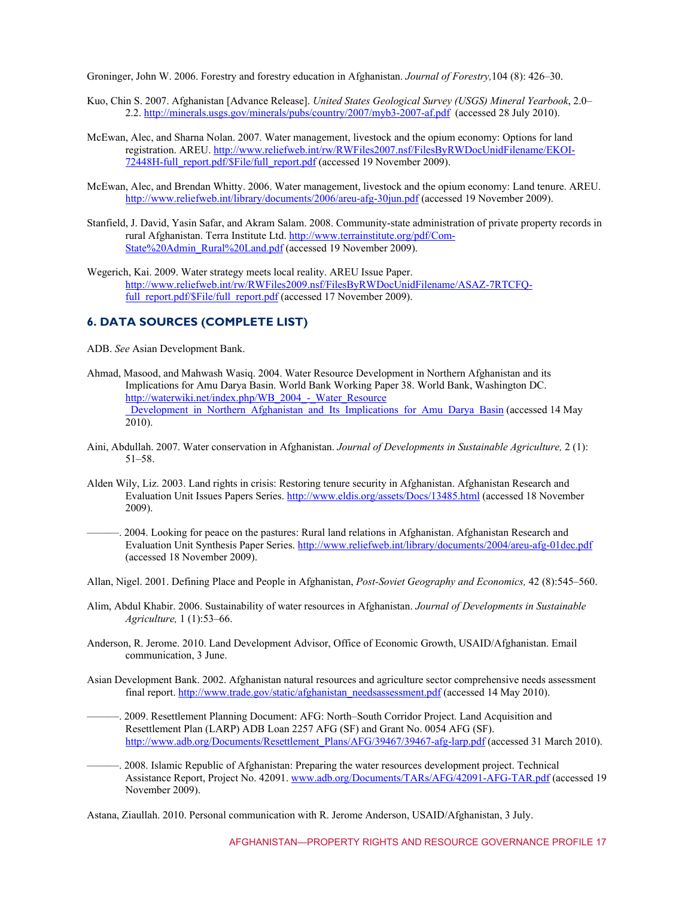Groninger, John W. 2006. Forestry and forestry education in Afghanistan. *Journal of Forestry,*104 (8): 426–30.

Kuo, Chin S. 2007. Afghanistan [Advance Release]. *United States Geological Survey (USGS) Mineral Yearbook*, 2.0–2.2. http://minerals.usgs.gov/minerals/pubs/country/2007/myb3-2007-af.pdf (accessed 28 July 2010).

McEwan, Alec, and Sharna Nolan. 2007. Water management, livestock and the opium economy: Options for land registration. AREU. http://www.reliefweb.int/rw/RWFiles2007.nsf/FilesByRWDocUnidFilename/EKOI-72448H-full_report.pdf/$File/full_report.pdf (accessed 19 November 2009).

McEwan, Alec, and Brendan Whitty. 2006. Water management, livestock and the opium economy: Land tenure. AREU. http://www.reliefweb.int/library/documents/2006/areu-afg-30jun.pdf (accessed 19 November 2009).

Stanfield, J. David, Yasin Safar, and Akram Salam. 2008. Community-state administration of private property records in rural Afghanistan. Terra Institute Ltd. http://www.terrainstitute.org/pdf/Com-State%20Admin_Rural%20Land.pdf (accessed 19 November 2009).

Wegerich, Kai. 2009. Water strategy meets local reality. AREU Issue Paper. http://www.reliefweb.int/rw/RWFiles2009.nsf/FilesByRWDocUnidFilename/ASAZ-7RTCFQ-full_report.pdf/$File/full_report.pdf (accessed 17 November 2009).

## 6. DATA SOURCES (COMPLETE LIST)

ADB. *See* Asian Development Bank.

Ahmad, Masood, and Mahwash Wasiq. 2004. Water Resource Development in Northern Afghanistan and its Implications for Amu Darya Basin. World Bank Working Paper 38. World Bank, Washington DC. http://waterwiki.net/index.php/WB_2004_-_Water_Resource_Development_in_Northern_Afghanistan_and_Its_Implications_for_Amu_Darya_Basin (accessed 14 May 2010).

Aini, Abdullah. 2007. Water conservation in Afghanistan. *Journal of Developments in Sustainable Agriculture,* 2 (1): 51–58.

Alden Wily, Liz. 2003. Land rights in crisis: Restoring tenure security in Afghanistan. Afghanistan Research and Evaluation Unit Issues Papers Series. http://www.eldis.org/assets/Docs/13485.html (accessed 18 November 2009).

———. 2004. Looking for peace on the pastures: Rural land relations in Afghanistan. Afghanistan Research and Evaluation Unit Synthesis Paper Series. http://www.reliefweb.int/library/documents/2004/areu-afg-01dec.pdf (accessed 18 November 2009).

Allan, Nigel. 2001. Defining Place and People in Afghanistan, *Post-Soviet Geography and Economics,* 42 (8):545–560.

Alim, Abdul Khabir. 2006. Sustainability of water resources in Afghanistan. *Journal of Developments in Sustainable Agriculture,* 1 (1):53–66.

Anderson, R. Jerome. 2010. Land Development Advisor, Office of Economic Growth, USAID/Afghanistan. Email communication, 3 June.

Asian Development Bank. 2002. Afghanistan natural resources and agriculture sector comprehensive needs assessment final report. http://www.trade.gov/static/afghanistan_needsassessment.pdf (accessed 14 May 2010).

———. 2009. Resettlement Planning Document: AFG: North–South Corridor Project. Land Acquisition and Resettlement Plan (LARP) ADB Loan 2257 AFG (SF) and Grant No. 0054 AFG (SF). http://www.adb.org/Documents/Resettlement_Plans/AFG/39467/39467-afg-larp.pdf (accessed 31 March 2010).

———. 2008. Islamic Republic of Afghanistan: Preparing the water resources development project. Technical Assistance Report, Project No. 42091. www.adb.org/Documents/TARs/AFG/42091-AFG-TAR.pdf (accessed 19 November 2009).

Astana, Ziaullah. 2010. Personal communication with R. Jerome Anderson, USAID/Afghanistan, 3 July.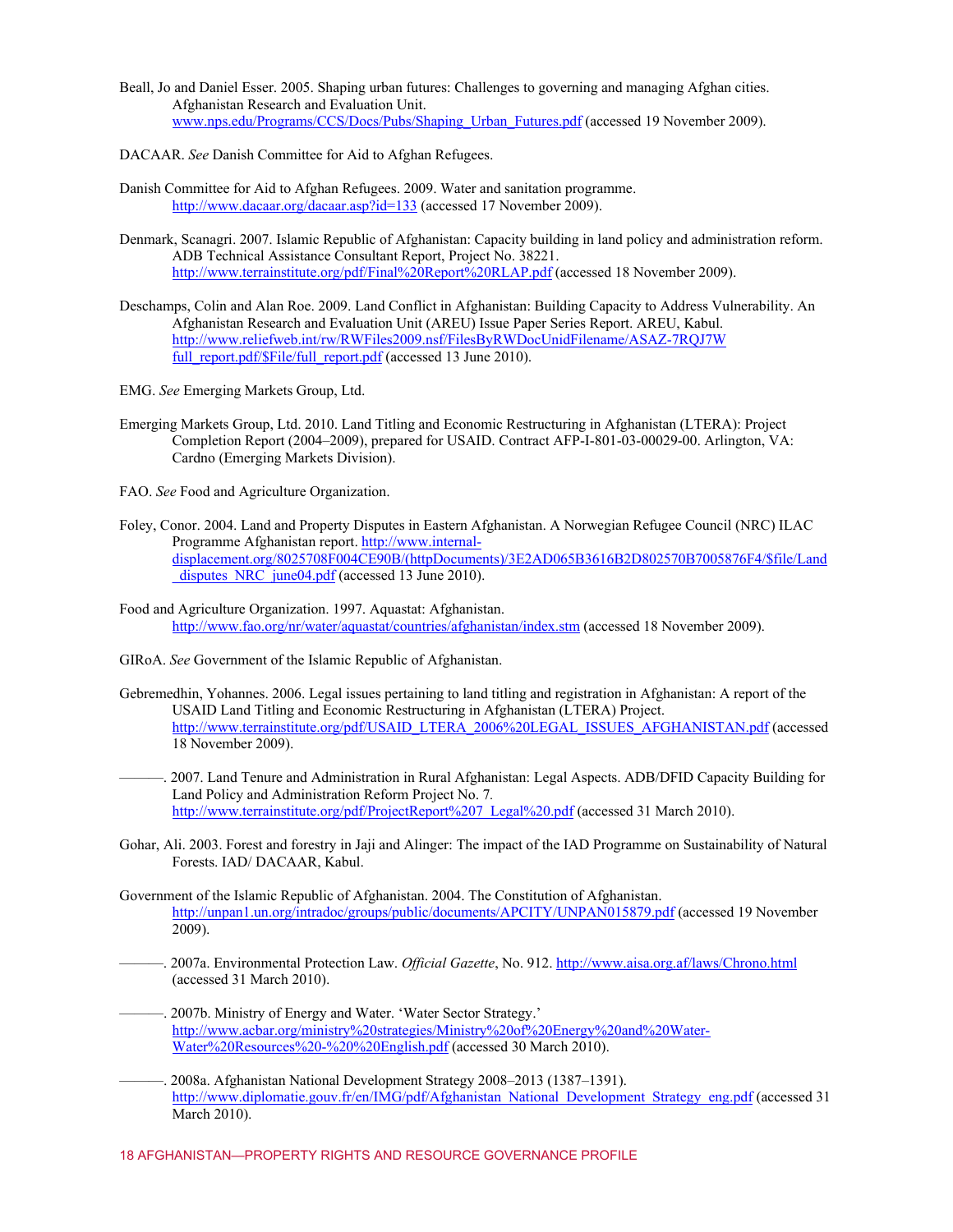Beall, Jo and Daniel Esser. 2005. Shaping urban futures: Challenges to governing and managing Afghan cities. Afghanistan Research and Evaluation Unit. www.nps.edu/Programs/CCS/Docs/Pubs/Shaping_Urban_Futures.pdf (accessed 19 November 2009).

DACAAR. *See* Danish Committee for Aid to Afghan Refugees.

Danish Committee for Aid to Afghan Refugees. 2009. Water and sanitation programme. http://www.dacaar.org/dacaar.asp?id=133 (accessed 17 November 2009).

Denmark, Scanagri. 2007. Islamic Republic of Afghanistan: Capacity building in land policy and administration reform. ADB Technical Assistance Consultant Report, Project No. 38221. http://www.terrainstitute.org/pdf/Final%20Report%20RLAP.pdf (accessed 18 November 2009).

Deschamps, Colin and Alan Roe. 2009. Land Conflict in Afghanistan: Building Capacity to Address Vulnerability. An Afghanistan Research and Evaluation Unit (AREU) Issue Paper Series Report. AREU, Kabul. http://www.reliefweb.int/rw/RWFiles2009.nsf/FilesByRWDocUnidFilename/ASAZ-7RQJ7W full_report.pdf/$File/full_report.pdf (accessed 13 June 2010).

EMG. *See* Emerging Markets Group, Ltd.

Emerging Markets Group, Ltd. 2010. Land Titling and Economic Restructuring in Afghanistan (LTERA): Project Completion Report (2004–2009), prepared for USAID. Contract AFP-I-801-03-00029-00. Arlington, VA: Cardno (Emerging Markets Division).

FAO. *See* Food and Agriculture Organization.

Foley, Conor. 2004. Land and Property Disputes in Eastern Afghanistan. A Norwegian Refugee Council (NRC) ILAC Programme Afghanistan report. http://www.internal-displacement.org/8025708F004CE90B/(httpDocuments)/3E2AD065B3616B2D802570B7005876F4/$file/Land_disputes_NRC_june04.pdf (accessed 13 June 2010).

Food and Agriculture Organization. 1997. Aquastat: Afghanistan. http://www.fao.org/nr/water/aquastat/countries/afghanistan/index.stm (accessed 18 November 2009).

GIRoA. *See* Government of the Islamic Republic of Afghanistan.

Gebremedhin, Yohannes. 2006. Legal issues pertaining to land titling and registration in Afghanistan: A report of the USAID Land Titling and Economic Restructuring in Afghanistan (LTERA) Project. http://www.terrainstitute.org/pdf/USAID_LTERA_2006%20LEGAL_ISSUES_AFGHANISTAN.pdf (accessed 18 November 2009).

———. 2007. Land Tenure and Administration in Rural Afghanistan: Legal Aspects. ADB/DFID Capacity Building for Land Policy and Administration Reform Project No. 7. http://www.terrainstitute.org/pdf/ProjectReport%207_Legal%20.pdf (accessed 31 March 2010).

Gohar, Ali. 2003. Forest and forestry in Jaji and Alinger: The impact of the IAD Programme on Sustainability of Natural Forests. IAD/ DACAAR, Kabul.

Government of the Islamic Republic of Afghanistan. 2004. The Constitution of Afghanistan. http://unpan1.un.org/intradoc/groups/public/documents/APCITY/UNPAN015879.pdf (accessed 19 November 2009).

———. 2007a. Environmental Protection Law. *Official Gazette*, No. 912. http://www.aisa.org.af/laws/Chrono.html (accessed 31 March 2010).

———. 2007b. Ministry of Energy and Water. 'Water Sector Strategy.' http://www.acbar.org/ministry%20strategies/Ministry%20of%20Energy%20and%20Water-Water%20Resources%20-%20%20English.pdf (accessed 30 March 2010).

———. 2008a. Afghanistan National Development Strategy 2008–2013 (1387–1391). http://www.diplomatie.gouv.fr/en/IMG/pdf/Afghanistan_National_Development_Strategy_eng.pdf (accessed 31 March 2010).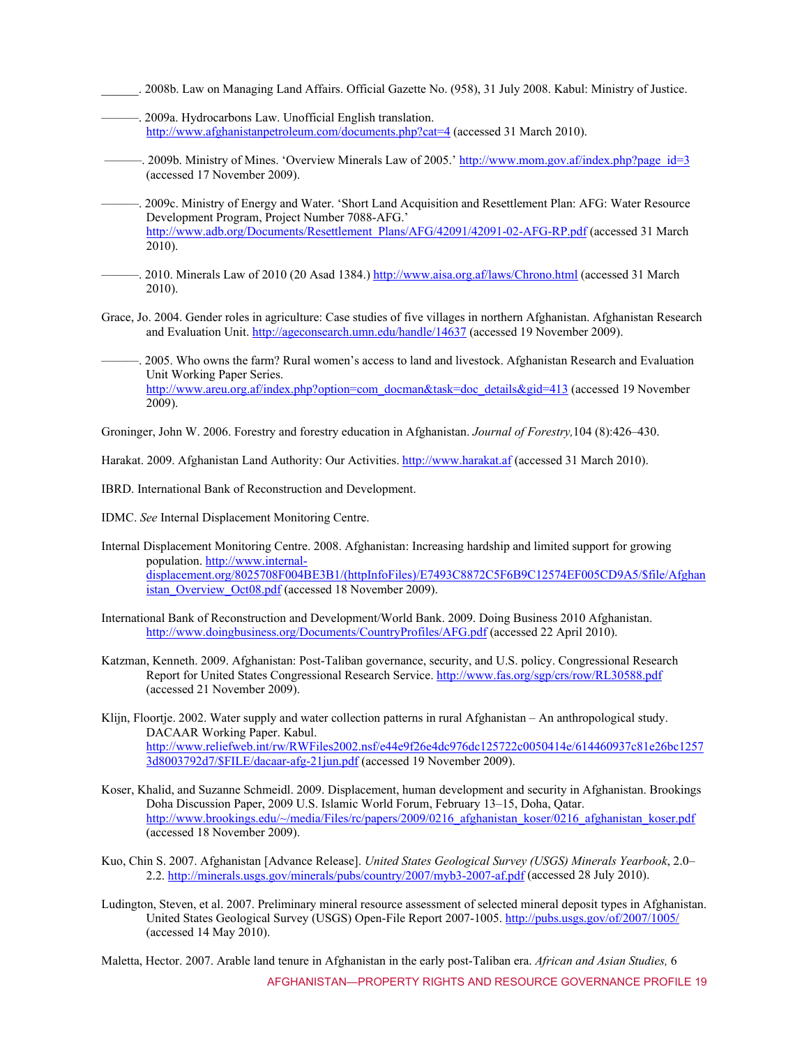______. 2008b. Law on Managing Land Affairs. Official Gazette No. (958), 31 July 2008. Kabul: Ministry of Justice.

———. 2009a. Hydrocarbons Law. Unofficial English translation. http://www.afghanistanpetroleum.com/documents.php?cat=4 (accessed 31 March 2010).

———. 2009b. Ministry of Mines. 'Overview Minerals Law of 2005.' http://www.mom.gov.af/index.php?page_id=3 (accessed 17 November 2009).

———. 2009c. Ministry of Energy and Water. 'Short Land Acquisition and Resettlement Plan: AFG: Water Resource Development Program, Project Number 7088-AFG.' http://www.adb.org/Documents/Resettlement_Plans/AFG/42091/42091-02-AFG-RP.pdf (accessed 31 March 2010).

———. 2010. Minerals Law of 2010 (20 Asad 1384.) http://www.aisa.org.af/laws/Chrono.html (accessed 31 March 2010).

Grace, Jo. 2004. Gender roles in agriculture: Case studies of five villages in northern Afghanistan. Afghanistan Research and Evaluation Unit. http://ageconsearch.umn.edu/handle/14637 (accessed 19 November 2009).

———. 2005. Who owns the farm? Rural women's access to land and livestock. Afghanistan Research and Evaluation Unit Working Paper Series. http://www.areu.org.af/index.php?option=com_docman&task=doc_details&gid=413 (accessed 19 November 2009).

Groninger, John W. 2006. Forestry and forestry education in Afghanistan. *Journal of Forestry,*104 (8):426–430.

Harakat. 2009. Afghanistan Land Authority: Our Activities. http://www.harakat.af (accessed 31 March 2010).

IBRD. International Bank of Reconstruction and Development.

IDMC. *See* Internal Displacement Monitoring Centre.

Internal Displacement Monitoring Centre. 2008. Afghanistan: Increasing hardship and limited support for growing population. http://www.internal-displacement.org/8025708F004BE3B1/(httpInfoFiles)/E7493C8872C5F6B9C12574EF005CD9A5/$file/Afghanistan_Overview_Oct08.pdf (accessed 18 November 2009).

International Bank of Reconstruction and Development/World Bank. 2009. Doing Business 2010 Afghanistan. http://www.doingbusiness.org/Documents/CountryProfiles/AFG.pdf (accessed 22 April 2010).

Katzman, Kenneth. 2009. Afghanistan: Post-Taliban governance, security, and U.S. policy. Congressional Research Report for United States Congressional Research Service. http://www.fas.org/sgp/crs/row/RL30588.pdf (accessed 21 November 2009).

Klijn, Floortje. 2002. Water supply and water collection patterns in rural Afghanistan – An anthropological study. DACAAR Working Paper. Kabul. http://www.reliefweb.int/rw/RWFiles2002.nsf/e44e9f26e4dc976dc125722c0050414e/614460937c81e26bc12573d8003792d7/$FILE/dacaar-afg-21jun.pdf (accessed 19 November 2009).

Koser, Khalid, and Suzanne Schmeidl. 2009. Displacement, human development and security in Afghanistan. Brookings Doha Discussion Paper, 2009 U.S. Islamic World Forum, February 13–15, Doha, Qatar. http://www.brookings.edu/~/media/Files/rc/papers/2009/0216_afghanistan_koser/0216_afghanistan_koser.pdf (accessed 18 November 2009).

Kuo, Chin S. 2007. Afghanistan [Advance Release]. *United States Geological Survey (USGS) Minerals Yearbook*, 2.0–2.2. http://minerals.usgs.gov/minerals/pubs/country/2007/myb3-2007-af.pdf (accessed 28 July 2010).

Ludington, Steven, et al. 2007. Preliminary mineral resource assessment of selected mineral deposit types in Afghanistan. United States Geological Survey (USGS) Open-File Report 2007-1005. http://pubs.usgs.gov/of/2007/1005/ (accessed 14 May 2010).

Maletta, Hector. 2007. Arable land tenure in Afghanistan in the early post-Taliban era. *African and Asian Studies,* 6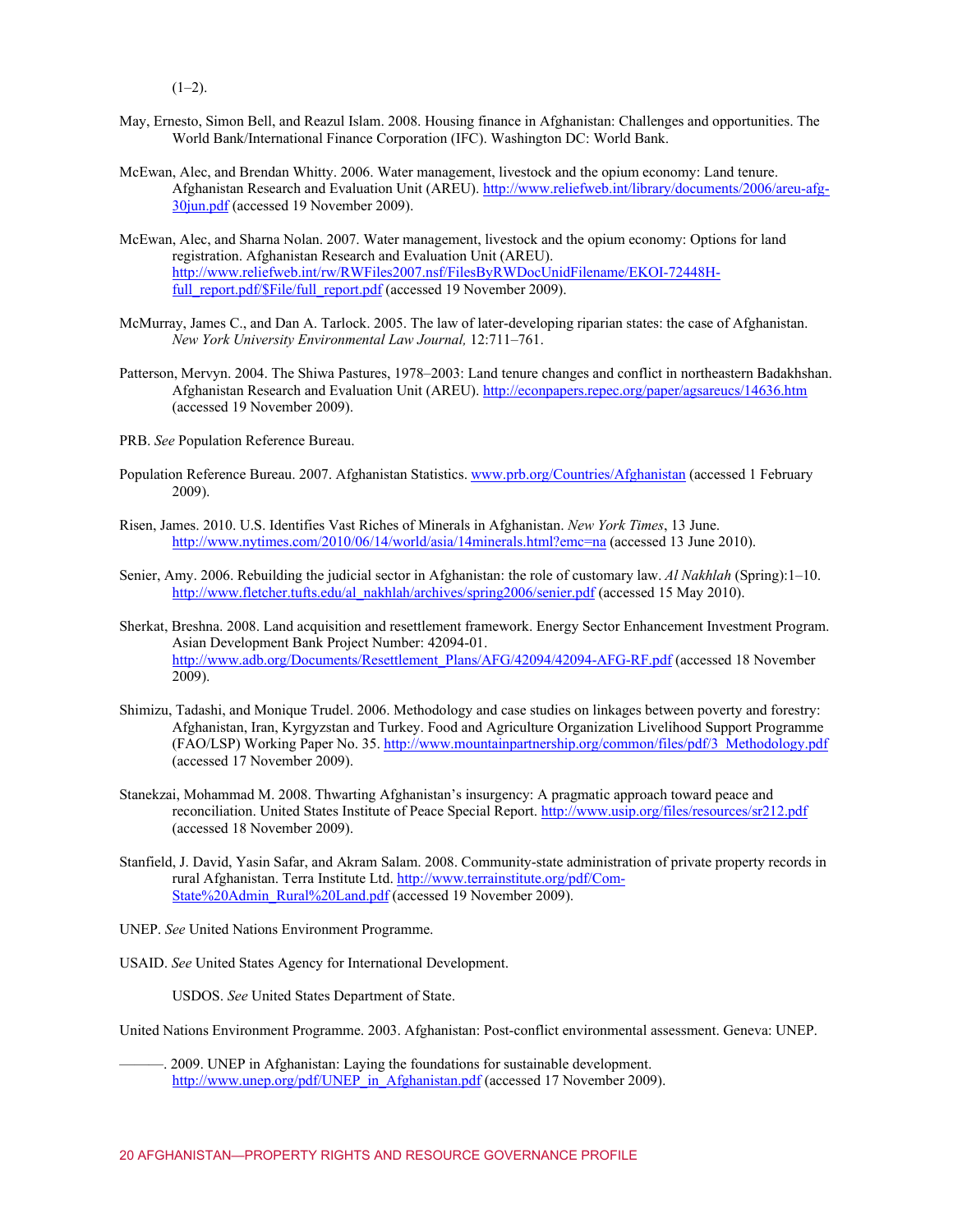(1–2).

May, Ernesto, Simon Bell, and Reazul Islam. 2008. Housing finance in Afghanistan: Challenges and opportunities. The World Bank/International Finance Corporation (IFC). Washington DC: World Bank.

McEwan, Alec, and Brendan Whitty. 2006. Water management, livestock and the opium economy: Land tenure. Afghanistan Research and Evaluation Unit (AREU). http://www.reliefweb.int/library/documents/2006/areu-afg-30jun.pdf (accessed 19 November 2009).

McEwan, Alec, and Sharna Nolan. 2007. Water management, livestock and the opium economy: Options for land registration. Afghanistan Research and Evaluation Unit (AREU). http://www.reliefweb.int/rw/RWFiles2007.nsf/FilesByRWDocUnidFilename/EKOI-72448H-full_report.pdf/$File/full_report.pdf (accessed 19 November 2009).

McMurray, James C., and Dan A. Tarlock. 2005. The law of later-developing riparian states: the case of Afghanistan. *New York University Environmental Law Journal,* 12:711–761.

Patterson, Mervyn. 2004. The Shiwa Pastures, 1978–2003: Land tenure changes and conflict in northeastern Badakhshan. Afghanistan Research and Evaluation Unit (AREU). http://econpapers.repec.org/paper/agsareucs/14636.htm (accessed 19 November 2009).

PRB. *See* Population Reference Bureau.

Population Reference Bureau. 2007. Afghanistan Statistics. www.prb.org/Countries/Afghanistan (accessed 1 February 2009).

Risen, James. 2010. U.S. Identifies Vast Riches of Minerals in Afghanistan. *New York Times*, 13 June. http://www.nytimes.com/2010/06/14/world/asia/14minerals.html?emc=na (accessed 13 June 2010).

Senier, Amy. 2006. Rebuilding the judicial sector in Afghanistan: the role of customary law. *Al Nakhlah* (Spring):1–10. http://www.fletcher.tufts.edu/al_nakhlah/archives/spring2006/senier.pdf (accessed 15 May 2010).

Sherkat, Breshna. 2008. Land acquisition and resettlement framework. Energy Sector Enhancement Investment Program. Asian Development Bank Project Number: 42094-01. http://www.adb.org/Documents/Resettlement_Plans/AFG/42094/42094-AFG-RF.pdf (accessed 18 November 2009).

Shimizu, Tadashi, and Monique Trudel. 2006. Methodology and case studies on linkages between poverty and forestry: Afghanistan, Iran, Kyrgyzstan and Turkey. Food and Agriculture Organization Livelihood Support Programme (FAO/LSP) Working Paper No. 35. http://www.mountainpartnership.org/common/files/pdf/3_Methodology.pdf (accessed 17 November 2009).

Stanekzai, Mohammad M. 2008. Thwarting Afghanistan's insurgency: A pragmatic approach toward peace and reconciliation. United States Institute of Peace Special Report. http://www.usip.org/files/resources/sr212.pdf (accessed 18 November 2009).

Stanfield, J. David, Yasin Safar, and Akram Salam. 2008. Community-state administration of private property records in rural Afghanistan. Terra Institute Ltd. http://www.terrainstitute.org/pdf/Com-State%20Admin_Rural%20Land.pdf (accessed 19 November 2009).

UNEP. *See* United Nations Environment Programme.

USAID. *See* United States Agency for International Development.

USDOS. *See* United States Department of State.

United Nations Environment Programme. 2003. Afghanistan: Post-conflict environmental assessment. Geneva: UNEP.

———. 2009. UNEP in Afghanistan: Laying the foundations for sustainable development. http://www.unep.org/pdf/UNEP_in_Afghanistan.pdf (accessed 17 November 2009).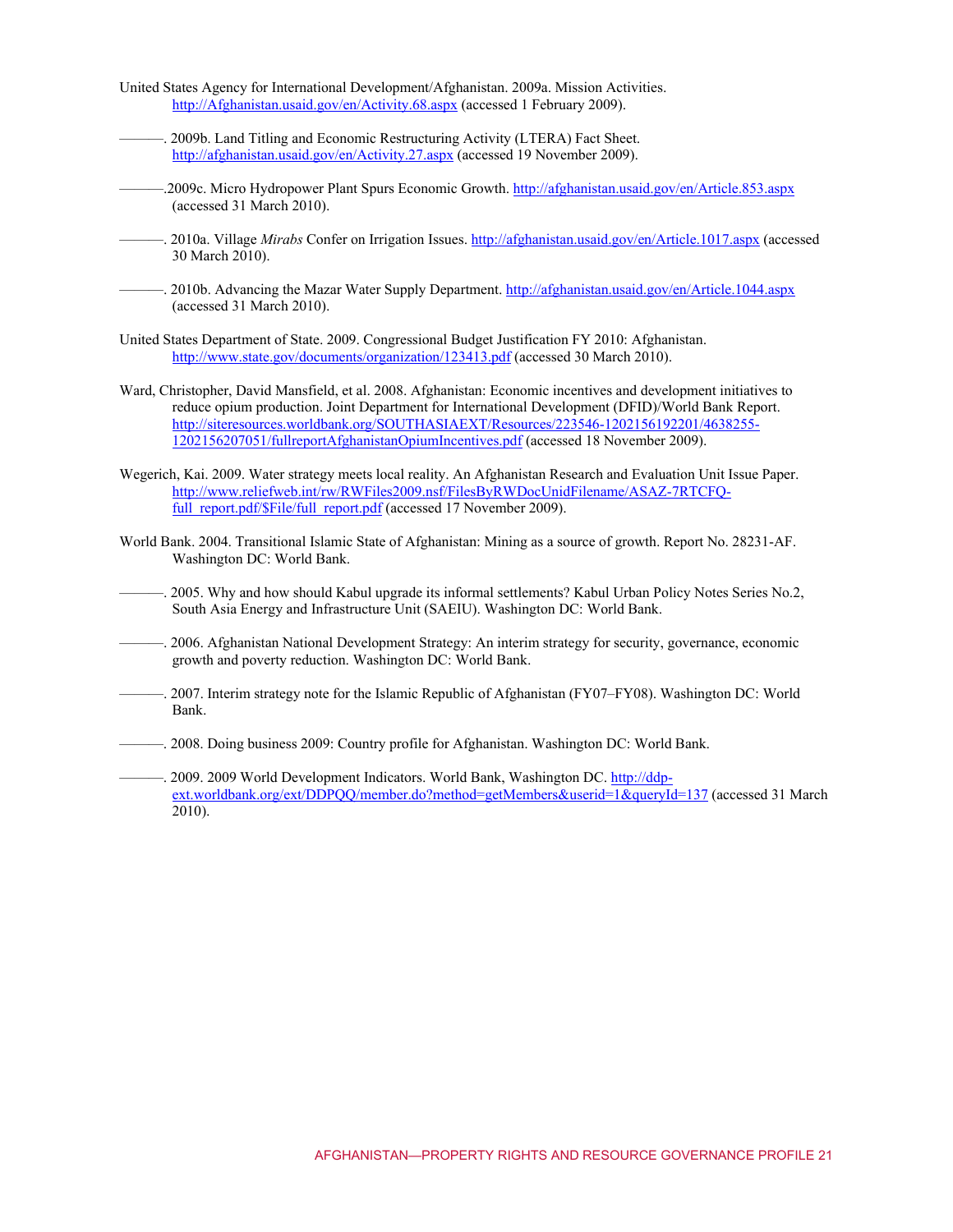United States Agency for International Development/Afghanistan. 2009a. Mission Activities. http://Afghanistan.usaid.gov/en/Activity.68.aspx (accessed 1 February 2009).

———. 2009b. Land Titling and Economic Restructuring Activity (LTERA) Fact Sheet. http://afghanistan.usaid.gov/en/Activity.27.aspx (accessed 19 November 2009).

———.2009c. Micro Hydropower Plant Spurs Economic Growth. http://afghanistan.usaid.gov/en/Article.853.aspx (accessed 31 March 2010).

———. 2010a. Village *Mirabs* Confer on Irrigation Issues. http://afghanistan.usaid.gov/en/Article.1017.aspx (accessed 30 March 2010).

———. 2010b. Advancing the Mazar Water Supply Department. http://afghanistan.usaid.gov/en/Article.1044.aspx (accessed 31 March 2010).

United States Department of State. 2009. Congressional Budget Justification FY 2010: Afghanistan. http://www.state.gov/documents/organization/123413.pdf (accessed 30 March 2010).

Ward, Christopher, David Mansfield, et al. 2008. Afghanistan: Economic incentives and development initiatives to reduce opium production. Joint Department for International Development (DFID)/World Bank Report. http://siteresources.worldbank.org/SOUTHASIAEXT/Resources/223546-1202156192201/4638255-1202156207051/fullreportAfghanistanOpiumIncentives.pdf (accessed 18 November 2009).

Wegerich, Kai. 2009. Water strategy meets local reality. An Afghanistan Research and Evaluation Unit Issue Paper. http://www.reliefweb.int/rw/RWFiles2009.nsf/FilesByRWDocUnidFilename/ASAZ-7RTCFQ-full_report.pdf/$File/full_report.pdf (accessed 17 November 2009).

World Bank. 2004. Transitional Islamic State of Afghanistan: Mining as a source of growth. Report No. 28231-AF. Washington DC: World Bank.

———. 2005. Why and how should Kabul upgrade its informal settlements? Kabul Urban Policy Notes Series No.2, South Asia Energy and Infrastructure Unit (SAEIU). Washington DC: World Bank.

———. 2006. Afghanistan National Development Strategy: An interim strategy for security, governance, economic growth and poverty reduction. Washington DC: World Bank.

———. 2007. Interim strategy note for the Islamic Republic of Afghanistan (FY07–FY08). Washington DC: World Bank.

———. 2008. Doing business 2009: Country profile for Afghanistan. Washington DC: World Bank.

———. 2009. 2009 World Development Indicators. World Bank, Washington DC. http://ddp-ext.worldbank.org/ext/DDPQQ/member.do?method=getMembers&userid=1&queryId=137 (accessed 31 March 2010).